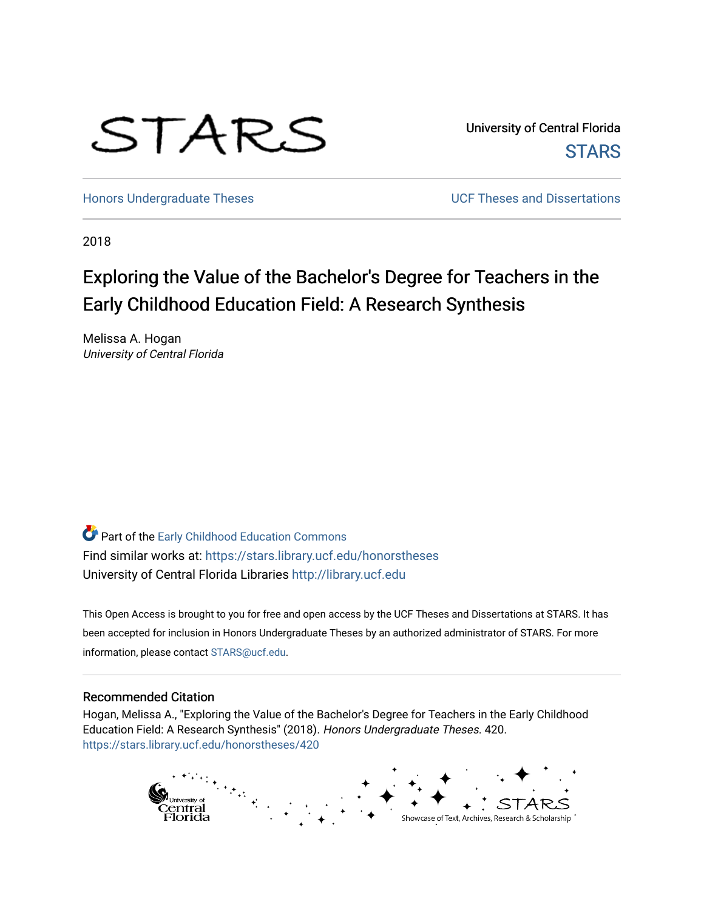STARS

University of Central Florida
STARS

Honors Undergraduate Theses | UCF Theses and Dissertations

2018

# Exploring the Value of the Bachelor's Degree for Teachers in the Early Childhood Education Field: A Research Synthesis

Melissa A. Hogan
*University of Central Florida*

Part of the Early Childhood Education Commons
Find similar works at: https://stars.library.ucf.edu/honorstheses
University of Central Florida Libraries http://library.ucf.edu

This Open Access is brought to you for free and open access by the UCF Theses and Dissertations at STARS. It has been accepted for inclusion in Honors Undergraduate Theses by an authorized administrator of STARS. For more information, please contact STARS@ucf.edu.

## Recommended Citation

Hogan, Melissa A., "Exploring the Value of the Bachelor's Degree for Teachers in the Early Childhood Education Field: A Research Synthesis" (2018). *Honors Undergraduate Theses*. 420.
https://stars.library.ucf.edu/honorstheses/420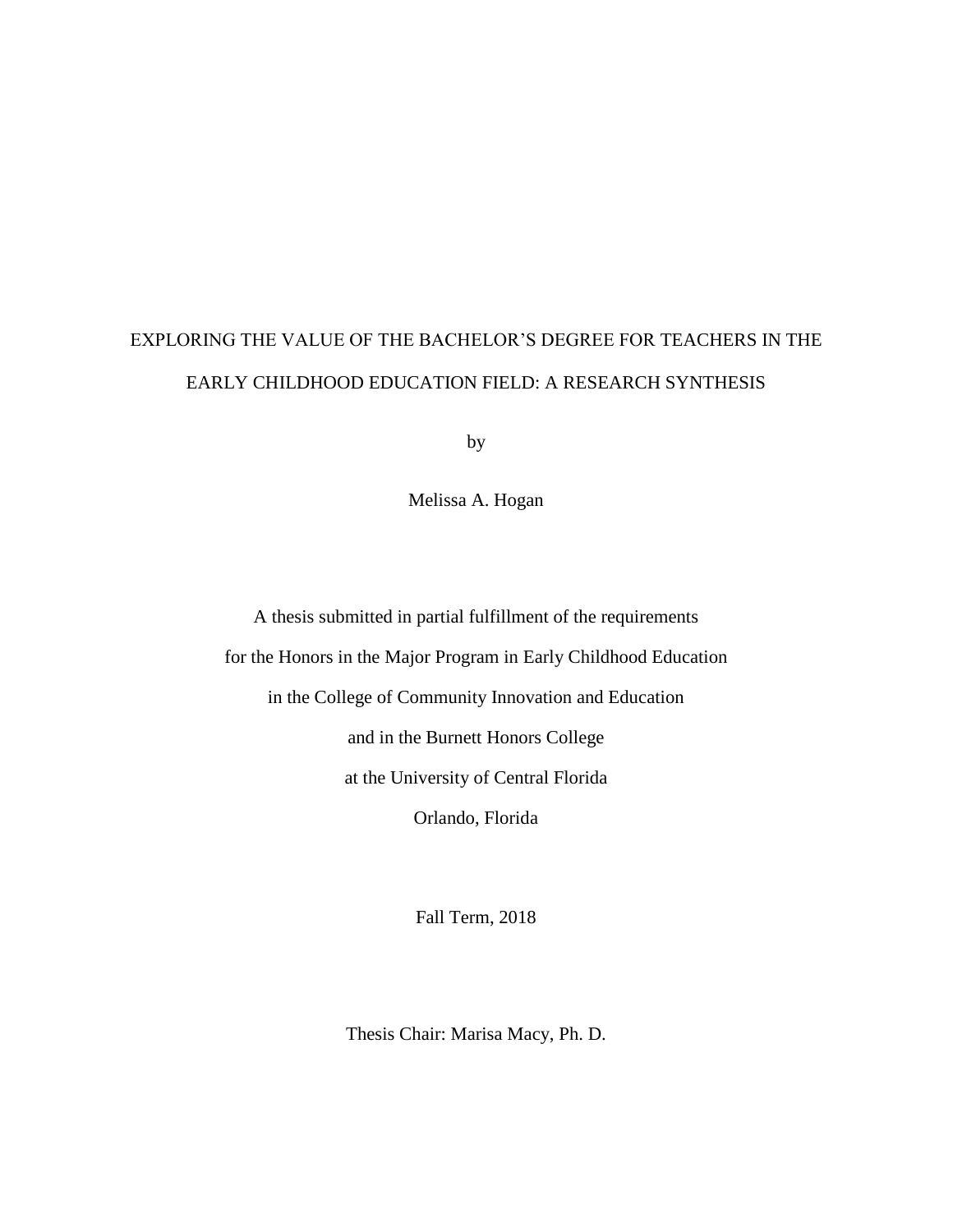# EXPLORING THE VALUE OF THE BACHELOR'S DEGREE FOR TEACHERS IN THE EARLY CHILDHOOD EDUCATION FIELD: A RESEARCH SYNTHESIS

by

Melissa A. Hogan

A thesis submitted in partial fulfillment of the requirements
for the Honors in the Major Program in Early Childhood Education
in the College of Community Innovation and Education
and in the Burnett Honors College
at the University of Central Florida
Orlando, Florida

Fall Term, 2018

Thesis Chair: Marisa Macy, Ph. D.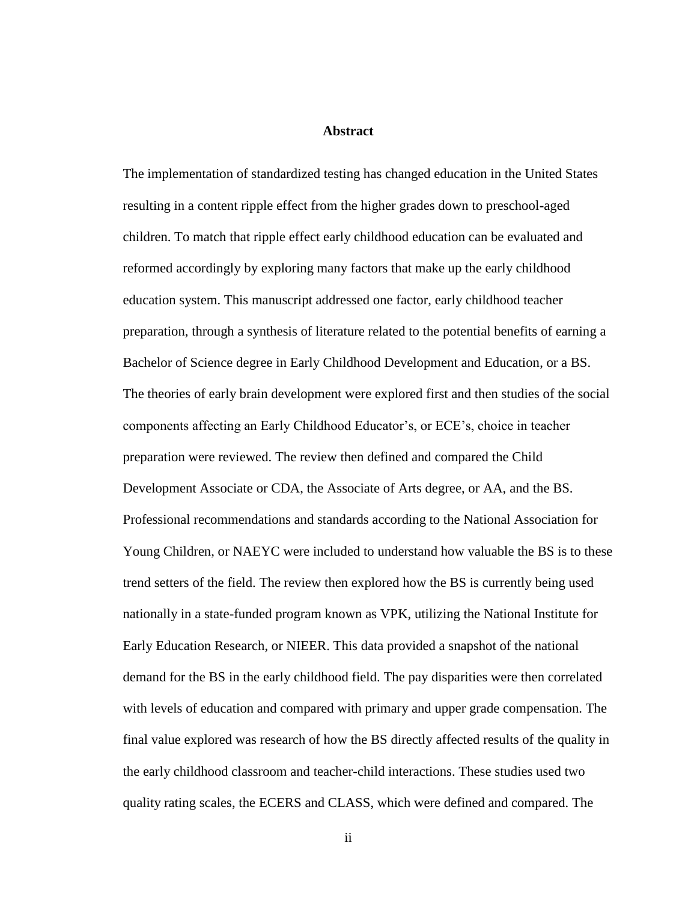# Abstract

The implementation of standardized testing has changed education in the United States resulting in a content ripple effect from the higher grades down to preschool-aged children. To match that ripple effect early childhood education can be evaluated and reformed accordingly by exploring many factors that make up the early childhood education system. This manuscript addressed one factor, early childhood teacher preparation, through a synthesis of literature related to the potential benefits of earning a Bachelor of Science degree in Early Childhood Development and Education, or a BS. The theories of early brain development were explored first and then studies of the social components affecting an Early Childhood Educator's, or ECE's, choice in teacher preparation were reviewed. The review then defined and compared the Child Development Associate or CDA, the Associate of Arts degree, or AA, and the BS. Professional recommendations and standards according to the National Association for Young Children, or NAEYC were included to understand how valuable the BS is to these trend setters of the field. The review then explored how the BS is currently being used nationally in a state-funded program known as VPK, utilizing the National Institute for Early Education Research, or NIEER. This data provided a snapshot of the national demand for the BS in the early childhood field. The pay disparities were then correlated with levels of education and compared with primary and upper grade compensation. The final value explored was research of how the BS directly affected results of the quality in the early childhood classroom and teacher-child interactions. These studies used two quality rating scales, the ECERS and CLASS, which were defined and compared. The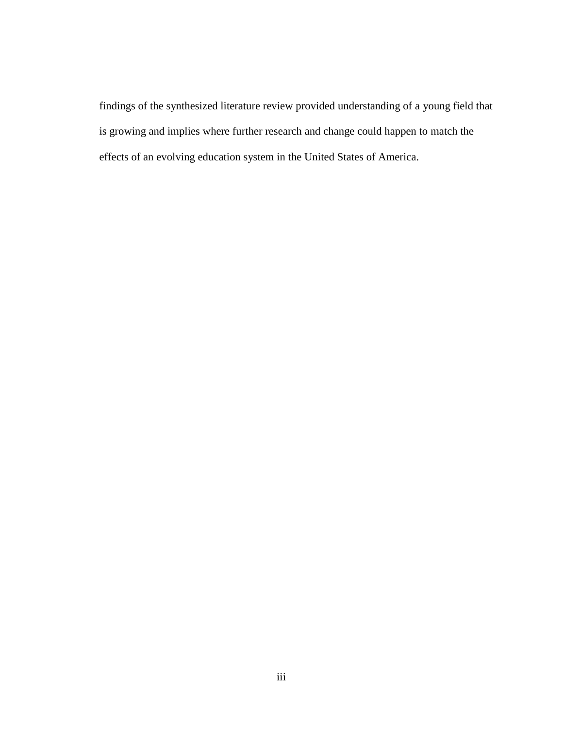findings of the synthesized literature review provided understanding of a young field that is growing and implies where further research and change could happen to match the effects of an evolving education system in the United States of America.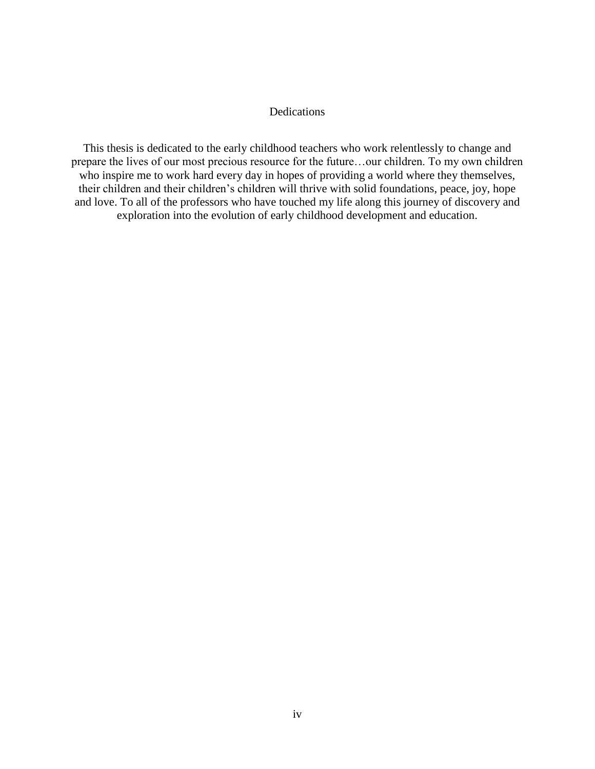# Dedications

This thesis is dedicated to the early childhood teachers who work relentlessly to change and prepare the lives of our most precious resource for the future…our children. To my own children who inspire me to work hard every day in hopes of providing a world where they themselves, their children and their children's children will thrive with solid foundations, peace, joy, hope and love. To all of the professors who have touched my life along this journey of discovery and exploration into the evolution of early childhood development and education.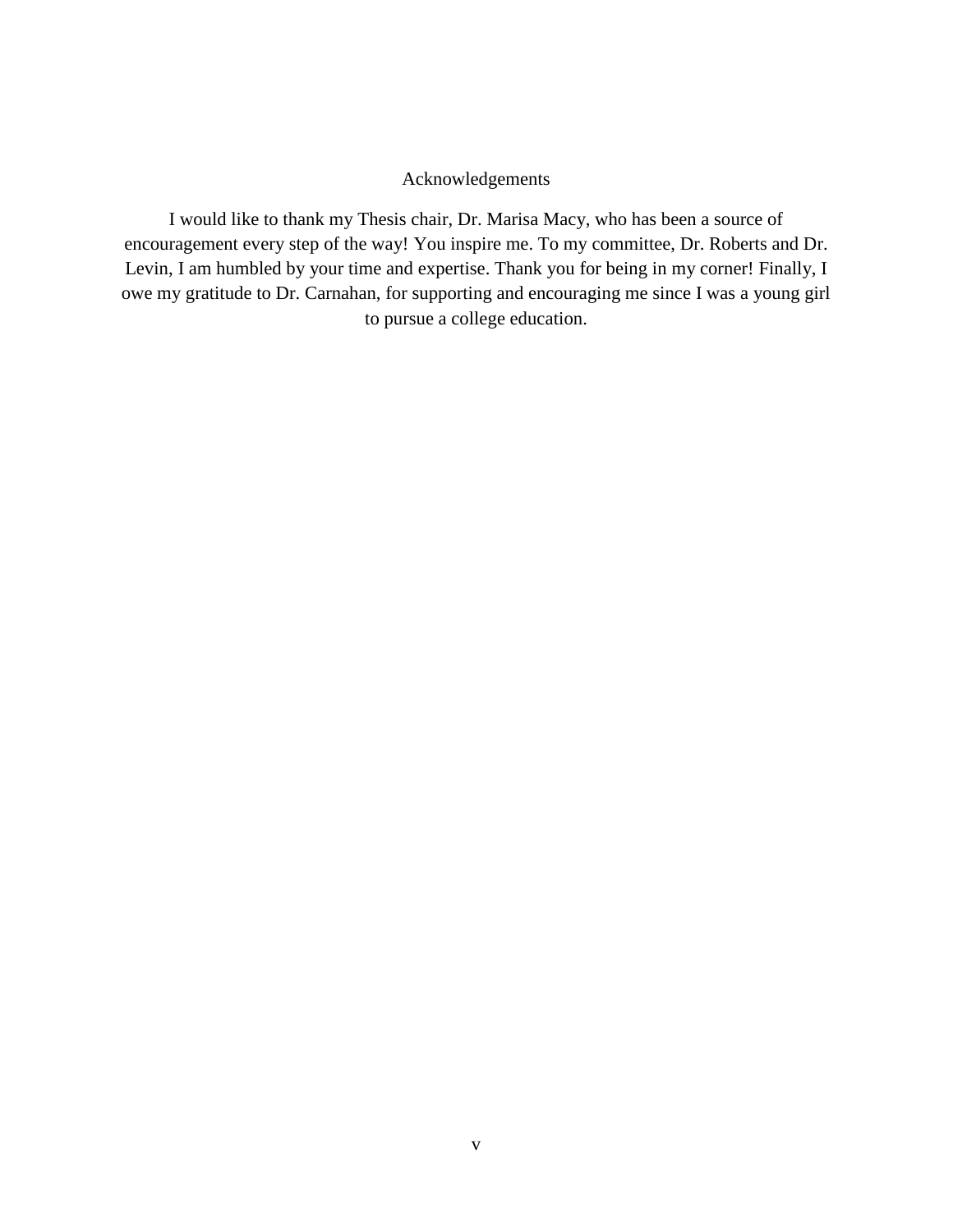# Acknowledgements

I would like to thank my Thesis chair, Dr. Marisa Macy, who has been a source of encouragement every step of the way! You inspire me. To my committee, Dr. Roberts and Dr. Levin, I am humbled by your time and expertise. Thank you for being in my corner! Finally, I owe my gratitude to Dr. Carnahan, for supporting and encouraging me since I was a young girl to pursue a college education.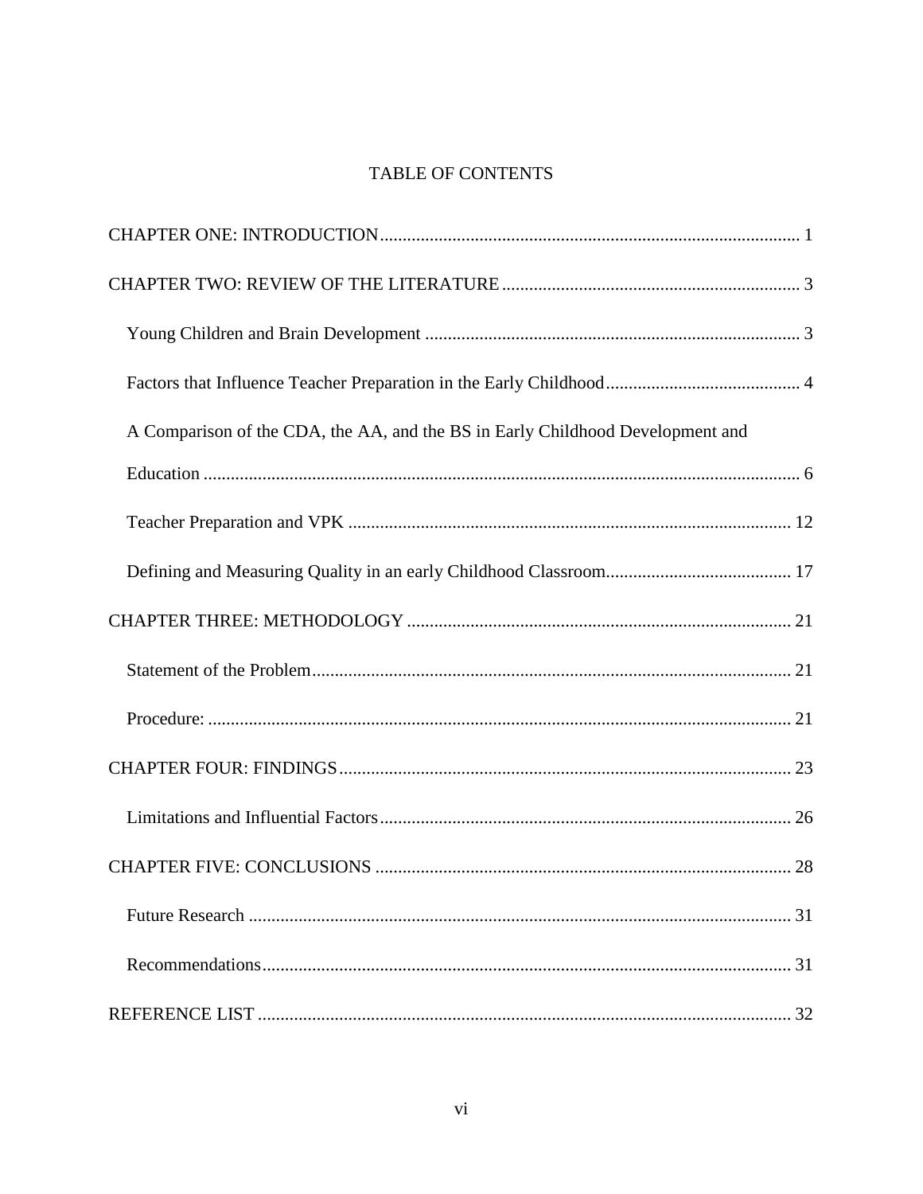# TABLE OF CONTENTS

CHAPTER ONE: INTRODUCTION ........................................................................................ 1

CHAPTER TWO: REVIEW OF THE LITERATURE ............................................................... 3

- Young Children and Brain Development ............................................................................ 3
- Factors that Influence Teacher Preparation in the Early Childhood ........................................ 4
- A Comparison of the CDA, the AA, and the BS in Early Childhood Development and Education ............................................................................................................................ 6
- Teacher Preparation and VPK ........................................................................................... 12
- Defining and Measuring Quality in an early Childhood Classroom...................................... 17

CHAPTER THREE: METHODOLOGY ................................................................................. 21

- Statement of the Problem .................................................................................................. 21
- Procedure: ........................................................................................................................ 21

CHAPTER FOUR: FINDINGS ............................................................................................... 23

- Limitations and Influential Factors .................................................................................... 26

CHAPTER FIVE: CONCLUSIONS ....................................................................................... 28

- Future Research ................................................................................................................ 31
- Recommendations .............................................................................................................. 31

REFERENCE LIST ................................................................................................................ 32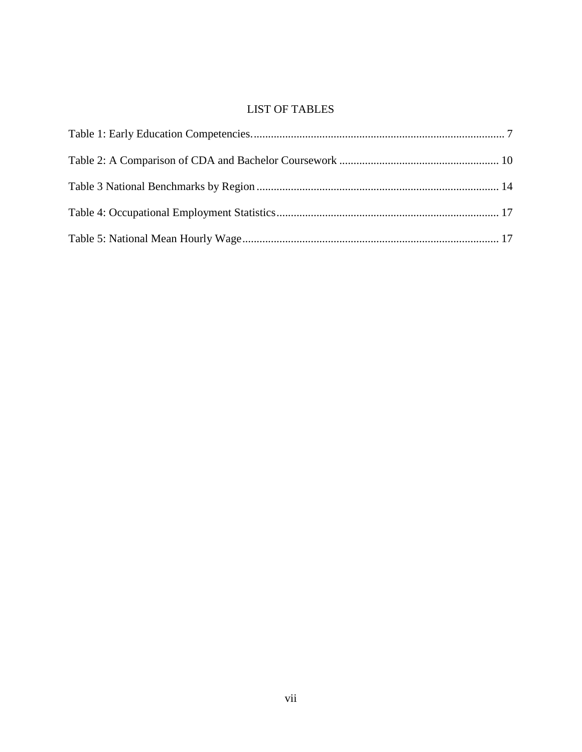# LIST OF TABLES

Table 1: Early Education Competencies........................................................................................ 7

Table 2: A Comparison of CDA and Bachelor Coursework ........................................................ 10

Table 3 National Benchmarks by Region ..................................................................................... 14

Table 4: Occupational Employment Statistics.............................................................................. 17

Table 5: National Mean Hourly Wage.......................................................................................... 17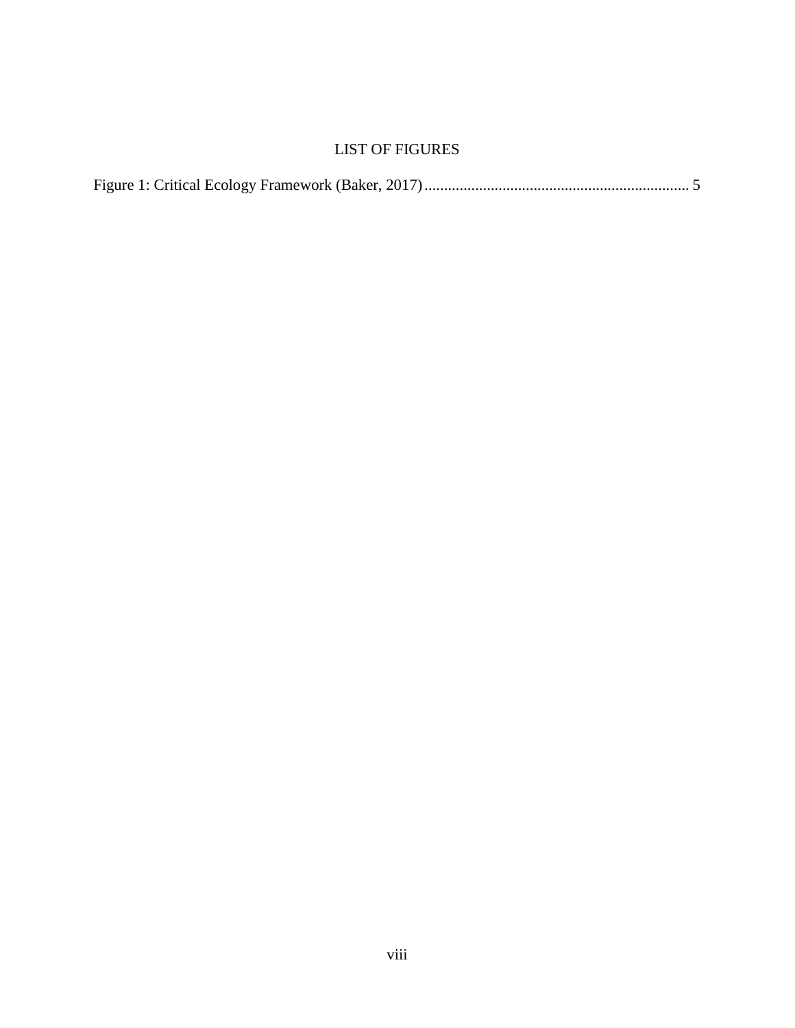# LIST OF FIGURES

Figure 1: Critical Ecology Framework (Baker, 2017) .................................................................... 5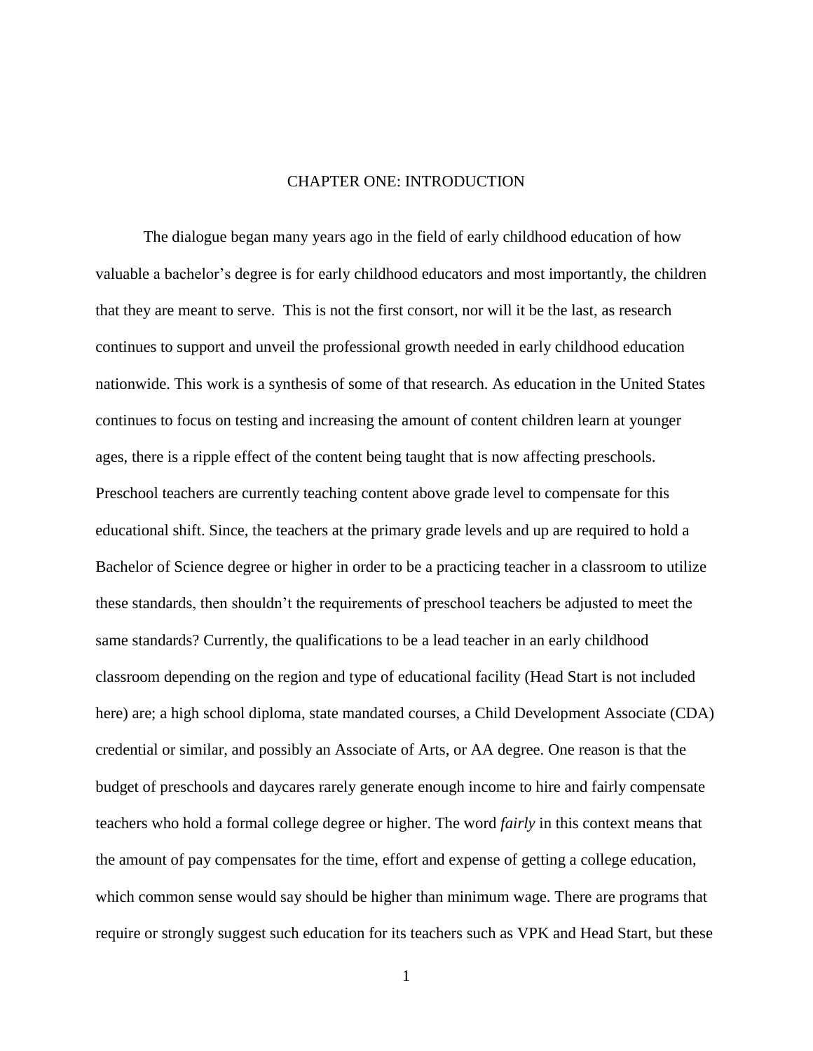# CHAPTER ONE: INTRODUCTION

The dialogue began many years ago in the field of early childhood education of how valuable a bachelor's degree is for early childhood educators and most importantly, the children that they are meant to serve. This is not the first consort, nor will it be the last, as research continues to support and unveil the professional growth needed in early childhood education nationwide. This work is a synthesis of some of that research. As education in the United States continues to focus on testing and increasing the amount of content children learn at younger ages, there is a ripple effect of the content being taught that is now affecting preschools. Preschool teachers are currently teaching content above grade level to compensate for this educational shift. Since, the teachers at the primary grade levels and up are required to hold a Bachelor of Science degree or higher in order to be a practicing teacher in a classroom to utilize these standards, then shouldn't the requirements of preschool teachers be adjusted to meet the same standards? Currently, the qualifications to be a lead teacher in an early childhood classroom depending on the region and type of educational facility (Head Start is not included here) are; a high school diploma, state mandated courses, a Child Development Associate (CDA) credential or similar, and possibly an Associate of Arts, or AA degree. One reason is that the budget of preschools and daycares rarely generate enough income to hire and fairly compensate teachers who hold a formal college degree or higher. The word *fairly* in this context means that the amount of pay compensates for the time, effort and expense of getting a college education, which common sense would say should be higher than minimum wage. There are programs that require or strongly suggest such education for its teachers such as VPK and Head Start, but these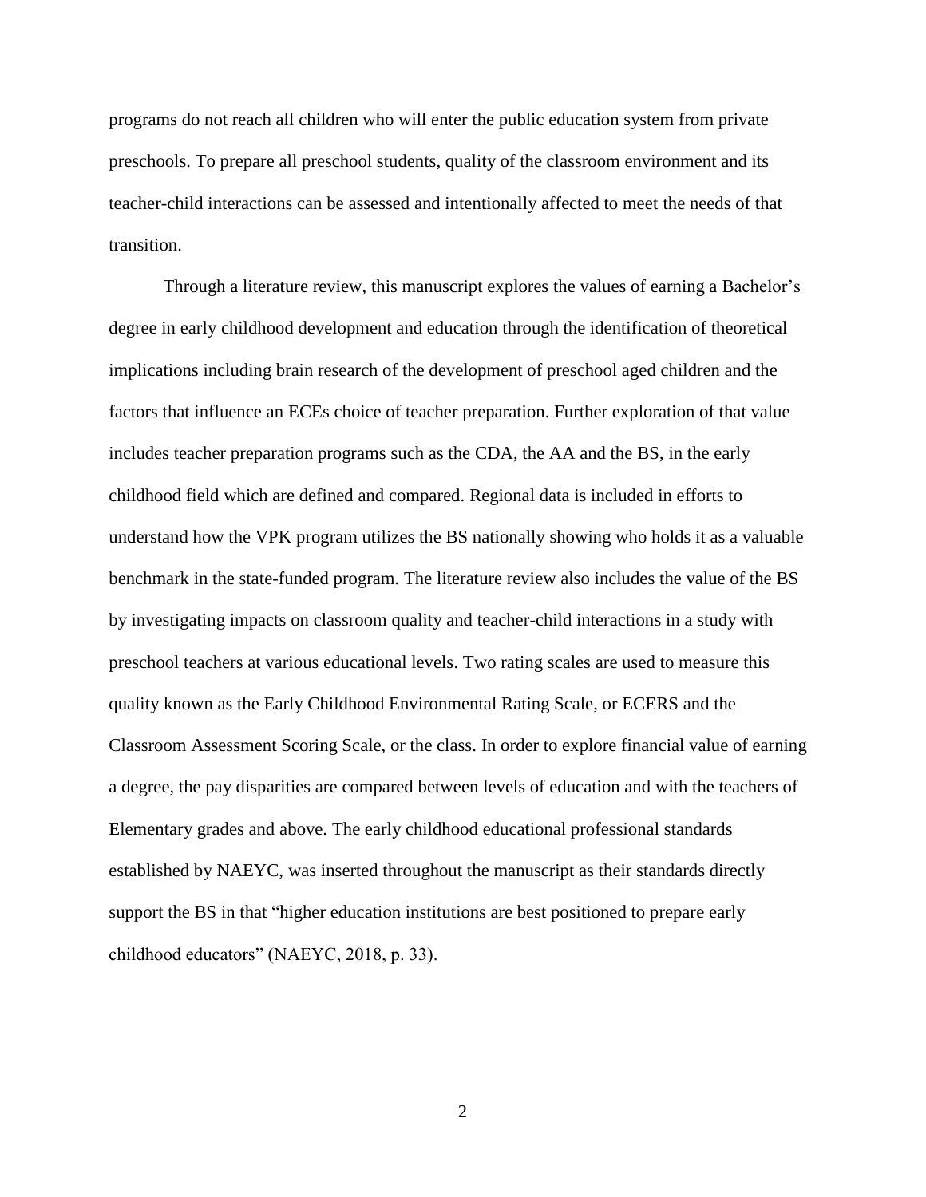programs do not reach all children who will enter the public education system from private preschools. To prepare all preschool students, quality of the classroom environment and its teacher-child interactions can be assessed and intentionally affected to meet the needs of that transition.

Through a literature review, this manuscript explores the values of earning a Bachelor's degree in early childhood development and education through the identification of theoretical implications including brain research of the development of preschool aged children and the factors that influence an ECEs choice of teacher preparation. Further exploration of that value includes teacher preparation programs such as the CDA, the AA and the BS, in the early childhood field which are defined and compared. Regional data is included in efforts to understand how the VPK program utilizes the BS nationally showing who holds it as a valuable benchmark in the state-funded program. The literature review also includes the value of the BS by investigating impacts on classroom quality and teacher-child interactions in a study with preschool teachers at various educational levels. Two rating scales are used to measure this quality known as the Early Childhood Environmental Rating Scale, or ECERS and the Classroom Assessment Scoring Scale, or the class. In order to explore financial value of earning a degree, the pay disparities are compared between levels of education and with the teachers of Elementary grades and above. The early childhood educational professional standards established by NAEYC, was inserted throughout the manuscript as their standards directly support the BS in that "higher education institutions are best positioned to prepare early childhood educators" (NAEYC, 2018, p. 33).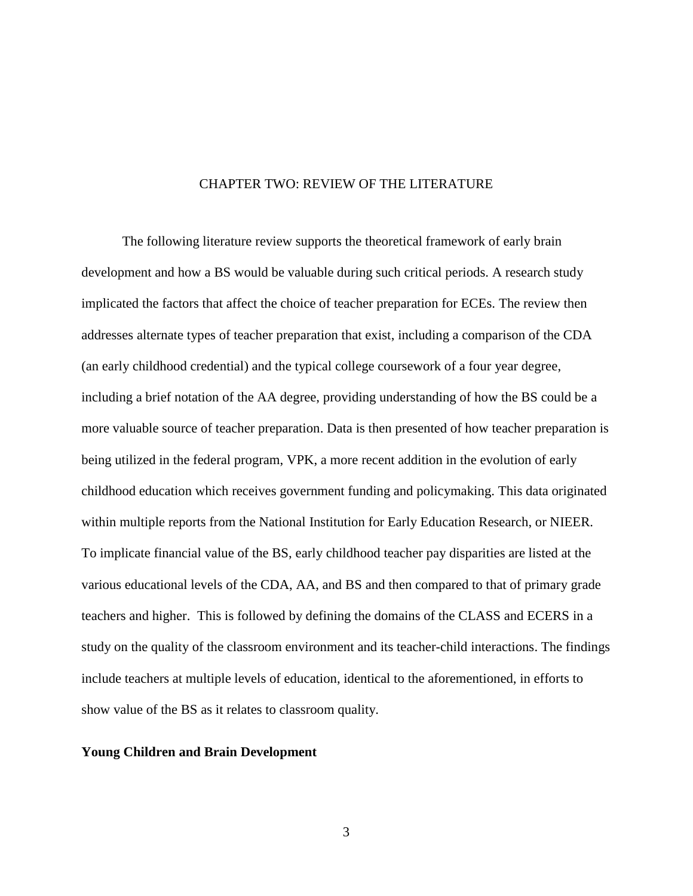# CHAPTER TWO: REVIEW OF THE LITERATURE

The following literature review supports the theoretical framework of early brain development and how a BS would be valuable during such critical periods. A research study implicated the factors that affect the choice of teacher preparation for ECEs. The review then addresses alternate types of teacher preparation that exist, including a comparison of the CDA (an early childhood credential) and the typical college coursework of a four year degree, including a brief notation of the AA degree, providing understanding of how the BS could be a more valuable source of teacher preparation. Data is then presented of how teacher preparation is being utilized in the federal program, VPK, a more recent addition in the evolution of early childhood education which receives government funding and policymaking. This data originated within multiple reports from the National Institution for Early Education Research, or NIEER. To implicate financial value of the BS, early childhood teacher pay disparities are listed at the various educational levels of the CDA, AA, and BS and then compared to that of primary grade teachers and higher. This is followed by defining the domains of the CLASS and ECERS in a study on the quality of the classroom environment and its teacher-child interactions. The findings include teachers at multiple levels of education, identical to the aforementioned, in efforts to show value of the BS as it relates to classroom quality.

## Young Children and Brain Development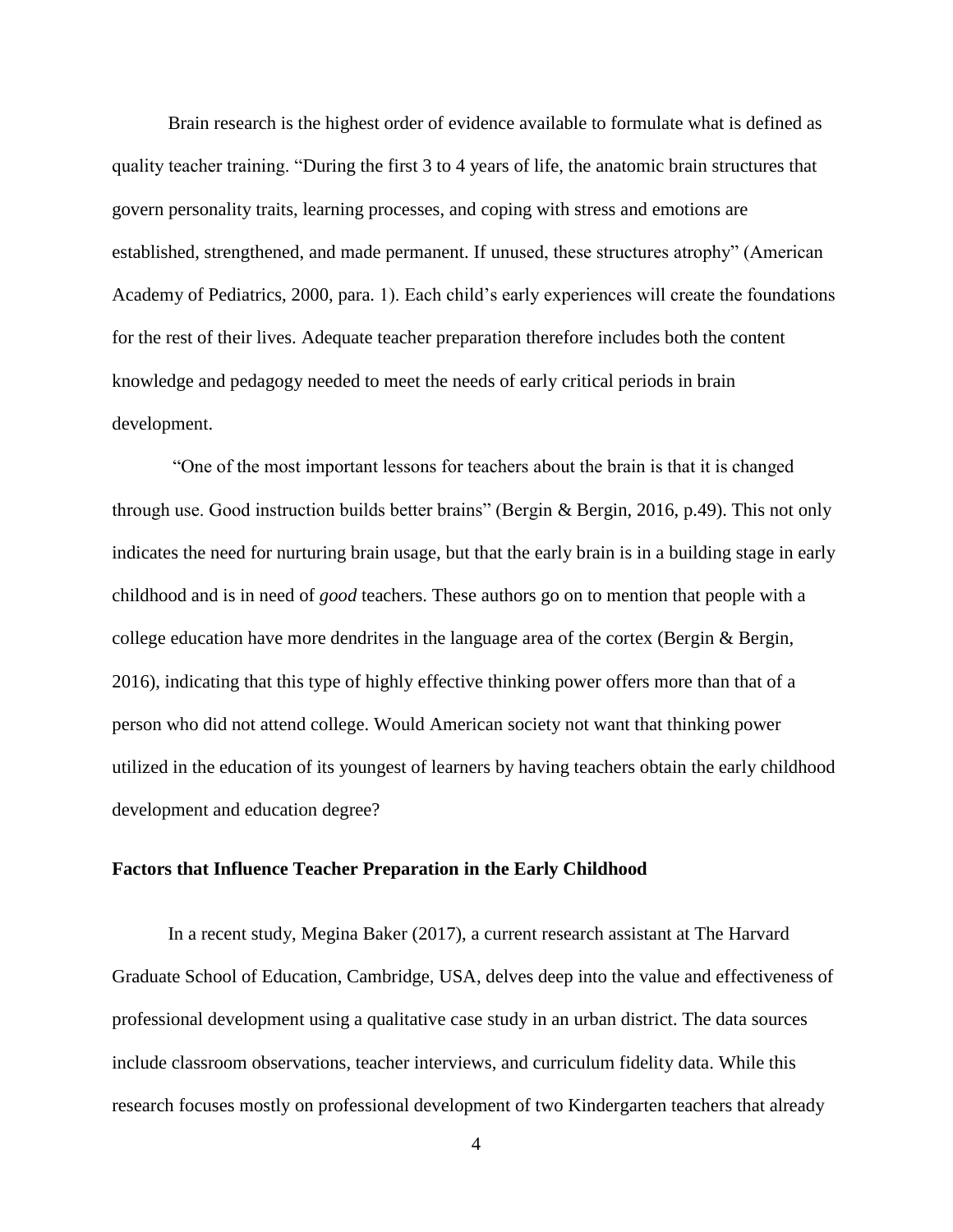Brain research is the highest order of evidence available to formulate what is defined as quality teacher training. “During the first 3 to 4 years of life, the anatomic brain structures that govern personality traits, learning processes, and coping with stress and emotions are established, strengthened, and made permanent. If unused, these structures atrophy” (American Academy of Pediatrics, 2000, para. 1). Each child’s early experiences will create the foundations for the rest of their lives. Adequate teacher preparation therefore includes both the content knowledge and pedagogy needed to meet the needs of early critical periods in brain development.

“One of the most important lessons for teachers about the brain is that it is changed through use. Good instruction builds better brains” (Bergin & Bergin, 2016, p.49). This not only indicates the need for nurturing brain usage, but that the early brain is in a building stage in early childhood and is in need of *good* teachers. These authors go on to mention that people with a college education have more dendrites in the language area of the cortex (Bergin & Bergin, 2016), indicating that this type of highly effective thinking power offers more than that of a person who did not attend college. Would American society not want that thinking power utilized in the education of its youngest of learners by having teachers obtain the early childhood development and education degree?

**Factors that Influence Teacher Preparation in the Early Childhood**

In a recent study, Megina Baker (2017), a current research assistant at The Harvard Graduate School of Education, Cambridge, USA, delves deep into the value and effectiveness of professional development using a qualitative case study in an urban district. The data sources include classroom observations, teacher interviews, and curriculum fidelity data. While this research focuses mostly on professional development of two Kindergarten teachers that already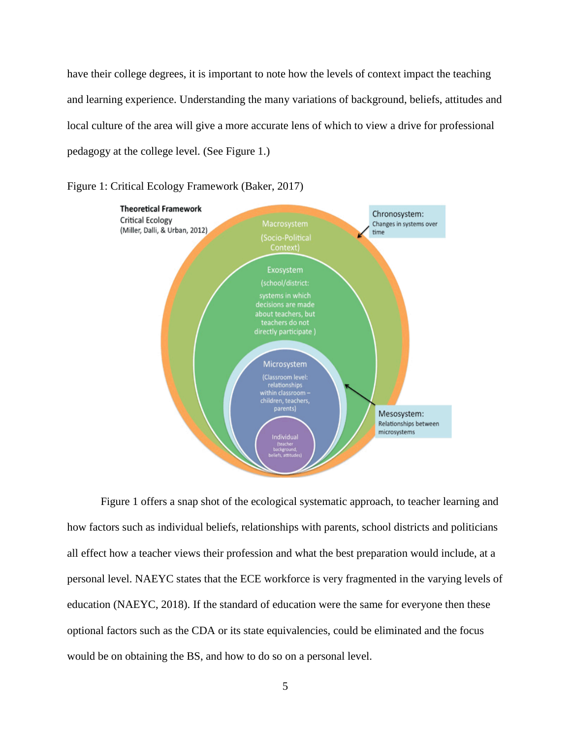have their college degrees, it is important to note how the levels of context impact the teaching and learning experience. Understanding the many variations of background, beliefs, attitudes and local culture of the area will give a more accurate lens of which to view a drive for professional pedagogy at the college level. (See Figure 1.)

Figure 1: Critical Ecology Framework (Baker, 2017)

Theoretical Framework
Critical Ecology
(Miller, Dalli, & Urban, 2012)

Macrosystem (Socio-Political Context)

Exosystem (school/district: systems in which decisions are made about teachers, but teachers do not directly participate )

Microsystem (Classroom level: relationships within classroom – children, teachers, parents)

Individual (teacher background, beliefs, attitudes)

Chronosystem: Changes in systems over time

Mesosystem: Relationships between microsystems

Figure 1 offers a snap shot of the ecological systematic approach, to teacher learning and how factors such as individual beliefs, relationships with parents, school districts and politicians all effect how a teacher views their profession and what the best preparation would include, at a personal level. NAEYC states that the ECE workforce is very fragmented in the varying levels of education (NAEYC, 2018). If the standard of education were the same for everyone then these optional factors such as the CDA or its state equivalencies, could be eliminated and the focus would be on obtaining the BS, and how to do so on a personal level.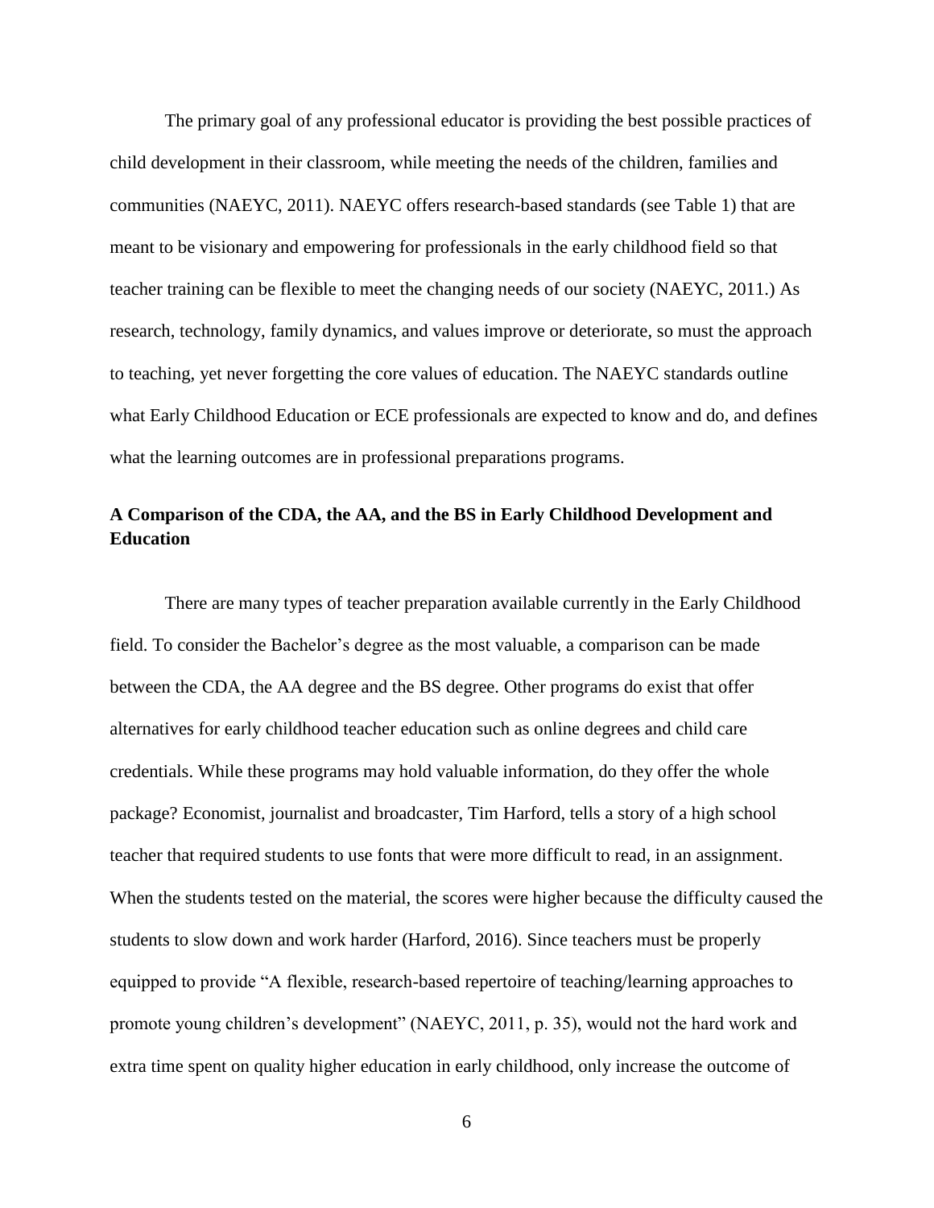The primary goal of any professional educator is providing the best possible practices of child development in their classroom, while meeting the needs of the children, families and communities (NAEYC, 2011). NAEYC offers research-based standards (see Table 1) that are meant to be visionary and empowering for professionals in the early childhood field so that teacher training can be flexible to meet the changing needs of our society (NAEYC, 2011.) As research, technology, family dynamics, and values improve or deteriorate, so must the approach to teaching, yet never forgetting the core values of education. The NAEYC standards outline what Early Childhood Education or ECE professionals are expected to know and do, and defines what the learning outcomes are in professional preparations programs.

## A Comparison of the CDA, the AA, and the BS in Early Childhood Development and Education

There are many types of teacher preparation available currently in the Early Childhood field. To consider the Bachelor's degree as the most valuable, a comparison can be made between the CDA, the AA degree and the BS degree. Other programs do exist that offer alternatives for early childhood teacher education such as online degrees and child care credentials. While these programs may hold valuable information, do they offer the whole package? Economist, journalist and broadcaster, Tim Harford, tells a story of a high school teacher that required students to use fonts that were more difficult to read, in an assignment. When the students tested on the material, the scores were higher because the difficulty caused the students to slow down and work harder (Harford, 2016). Since teachers must be properly equipped to provide "A flexible, research-based repertoire of teaching/learning approaches to promote young children's development" (NAEYC, 2011, p. 35), would not the hard work and extra time spent on quality higher education in early childhood, only increase the outcome of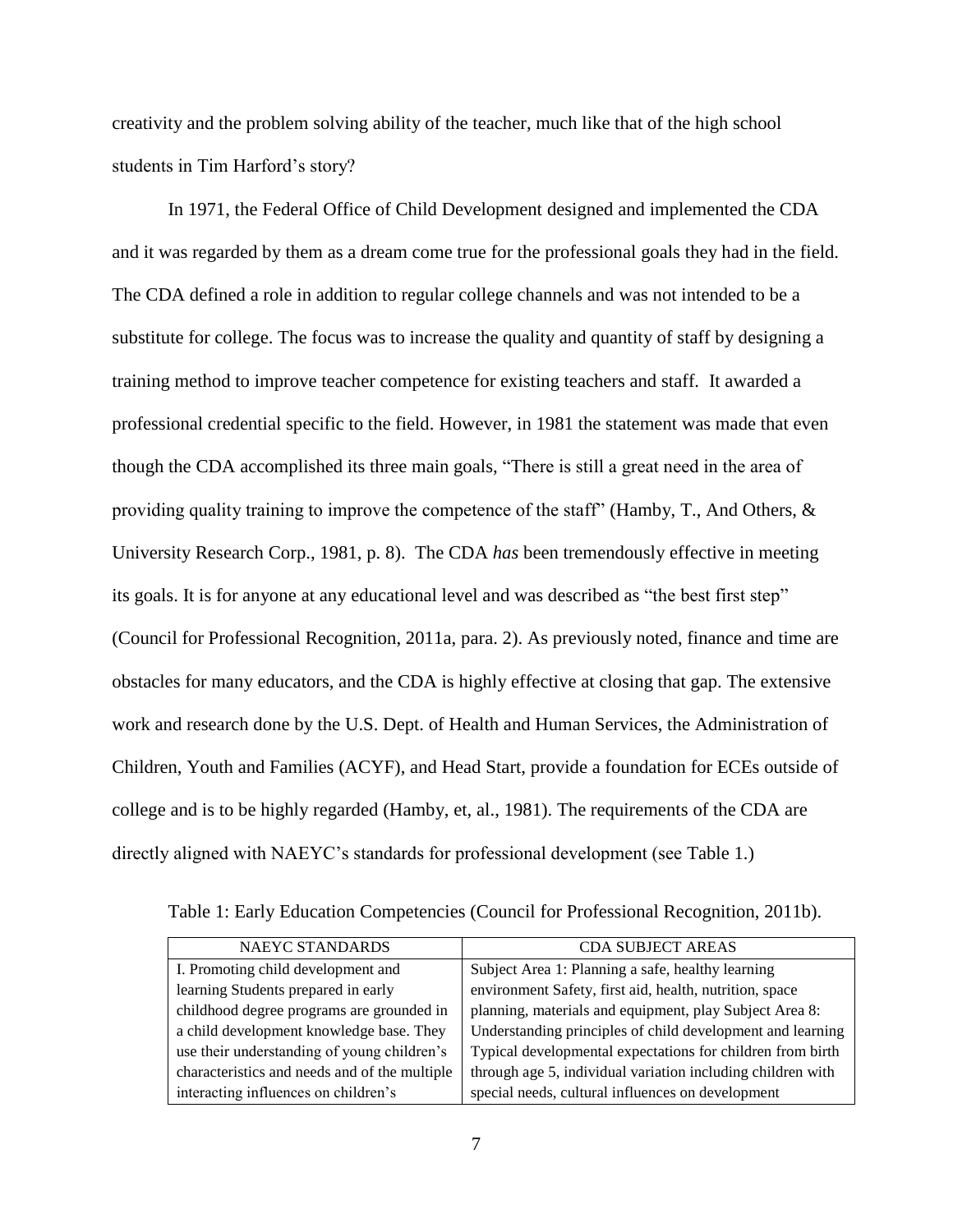creativity and the problem solving ability of the teacher, much like that of the high school students in Tim Harford's story?

In 1971, the Federal Office of Child Development designed and implemented the CDA and it was regarded by them as a dream come true for the professional goals they had in the field. The CDA defined a role in addition to regular college channels and was not intended to be a substitute for college. The focus was to increase the quality and quantity of staff by designing a training method to improve teacher competence for existing teachers and staff. It awarded a professional credential specific to the field. However, in 1981 the statement was made that even though the CDA accomplished its three main goals, "There is still a great need in the area of providing quality training to improve the competence of the staff" (Hamby, T., And Others, & University Research Corp., 1981, p. 8). The CDA *has* been tremendously effective in meeting its goals. It is for anyone at any educational level and was described as "the best first step" (Council for Professional Recognition, 2011a, para. 2). As previously noted, finance and time are obstacles for many educators, and the CDA is highly effective at closing that gap. The extensive work and research done by the U.S. Dept. of Health and Human Services, the Administration of Children, Youth and Families (ACYF), and Head Start, provide a foundation for ECEs outside of college and is to be highly regarded (Hamby, et, al., 1981). The requirements of the CDA are directly aligned with NAEYC's standards for professional development (see Table 1.)

Table 1: Early Education Competencies (Council for Professional Recognition, 2011b).

| NAEYC STANDARDS | CDA SUBJECT AREAS |
|---|---|
| I. Promoting child development and learning Students prepared in early childhood degree programs are grounded in a child development knowledge base. They use their understanding of young children's characteristics and needs and of the multiple interacting influences on children's | Subject Area 1: Planning a safe, healthy learning environment Safety, first aid, health, nutrition, space planning, materials and equipment, play Subject Area 8: Understanding principles of child development and learning Typical developmental expectations for children from birth through age 5, individual variation including children with special needs, cultural influences on development |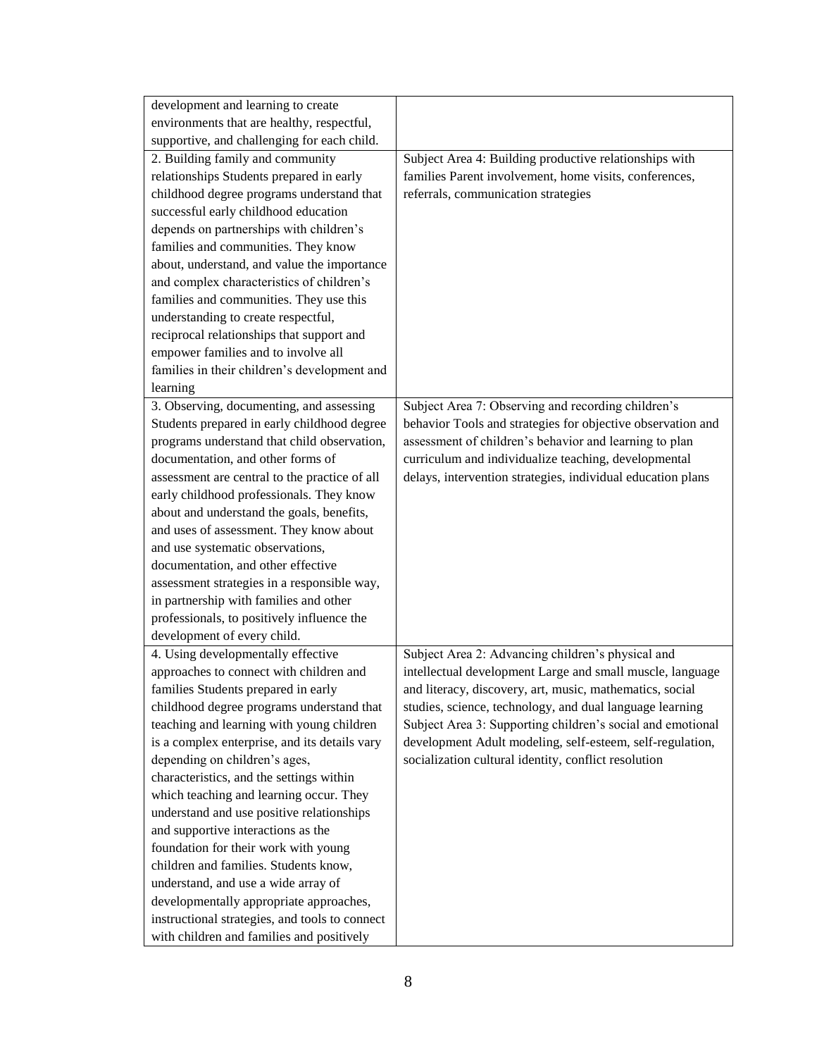| | |
|---|---|
| development and learning to create environments that are healthy, respectful, supportive, and challenging for each child. | |
| 2. Building family and community relationships Students prepared in early childhood degree programs understand that successful early childhood education depends on partnerships with children's families and communities. They know about, understand, and value the importance and complex characteristics of children's families and communities. They use this understanding to create respectful, reciprocal relationships that support and empower families and to involve all families in their children's development and learning | Subject Area 4: Building productive relationships with families Parent involvement, home visits, conferences, referrals, communication strategies |
| 3. Observing, documenting, and assessing Students prepared in early childhood degree programs understand that child observation, documentation, and other forms of assessment are central to the practice of all early childhood professionals. They know about and understand the goals, benefits, and uses of assessment. They know about and use systematic observations, documentation, and other effective assessment strategies in a responsible way, in partnership with families and other professionals, to positively influence the development of every child. | Subject Area 7: Observing and recording children's behavior Tools and strategies for objective observation and assessment of children's behavior and learning to plan curriculum and individualize teaching, developmental delays, intervention strategies, individual education plans |
| 4. Using developmentally effective approaches to connect with children and families Students prepared in early childhood degree programs understand that teaching and learning with young children is a complex enterprise, and its details vary depending on children's ages, characteristics, and the settings within which teaching and learning occur. They understand and use positive relationships and supportive interactions as the foundation for their work with young children and families. Students know, understand, and use a wide array of developmentally appropriate approaches, instructional strategies, and tools to connect with children and families and positively | Subject Area 2: Advancing children's physical and intellectual development Large and small muscle, language and literacy, discovery, art, music, mathematics, social studies, science, technology, and dual language learning Subject Area 3: Supporting children's social and emotional development Adult modeling, self-esteem, self-regulation, socialization cultural identity, conflict resolution |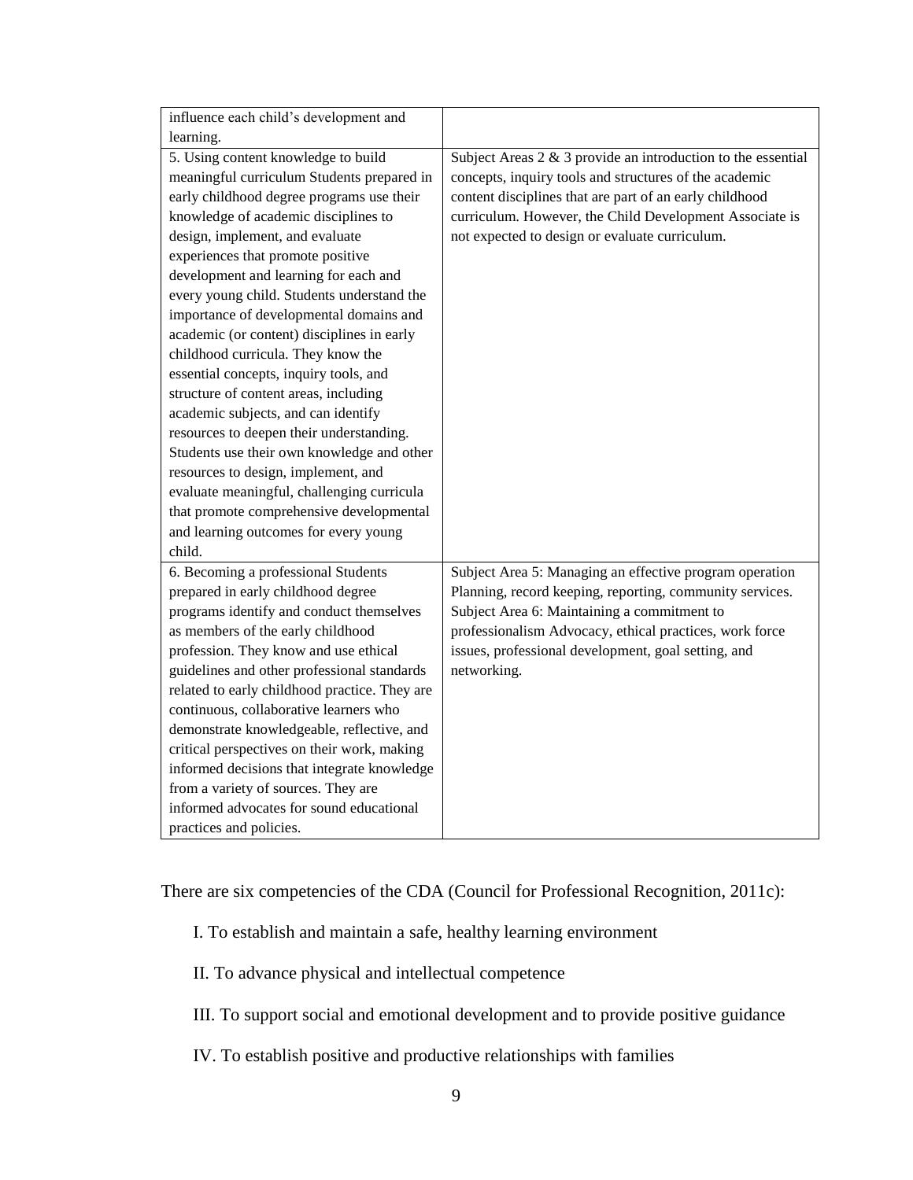| | |
|---|---|
| influence each child's development and learning. | |
| 5. Using content knowledge to build meaningful curriculum Students prepared in early childhood degree programs use their knowledge of academic disciplines to design, implement, and evaluate experiences that promote positive development and learning for each and every young child. Students understand the importance of developmental domains and academic (or content) disciplines in early childhood curricula. They know the essential concepts, inquiry tools, and structure of content areas, including academic subjects, and can identify resources to deepen their understanding. Students use their own knowledge and other resources to design, implement, and evaluate meaningful, challenging curricula that promote comprehensive developmental and learning outcomes for every young child. | Subject Areas 2 & 3 provide an introduction to the essential concepts, inquiry tools and structures of the academic content disciplines that are part of an early childhood curriculum. However, the Child Development Associate is not expected to design or evaluate curriculum. |
| 6. Becoming a professional Students prepared in early childhood degree programs identify and conduct themselves as members of the early childhood profession. They know and use ethical guidelines and other professional standards related to early childhood practice. They are continuous, collaborative learners who demonstrate knowledgeable, reflective, and critical perspectives on their work, making informed decisions that integrate knowledge from a variety of sources. They are informed advocates for sound educational practices and policies. | Subject Area 5: Managing an effective program operation Planning, record keeping, reporting, community services. Subject Area 6: Maintaining a commitment to professionalism Advocacy, ethical practices, work force issues, professional development, goal setting, and networking. |

There are six competencies of the CDA (Council for Professional Recognition, 2011c):

I. To establish and maintain a safe, healthy learning environment

II. To advance physical and intellectual competence

III. To support social and emotional development and to provide positive guidance

IV. To establish positive and productive relationships with families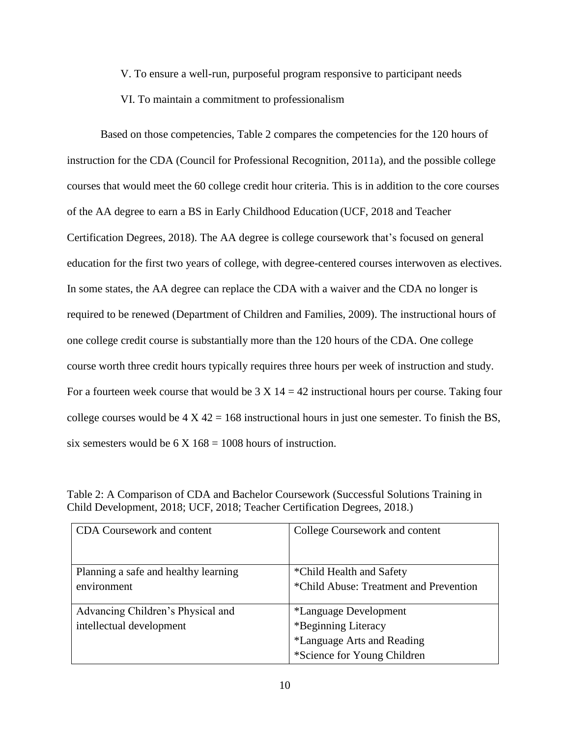V. To ensure a well-run, purposeful program responsive to participant needs

VI. To maintain a commitment to professionalism

Based on those competencies, Table 2 compares the competencies for the 120 hours of instruction for the CDA (Council for Professional Recognition, 2011a), and the possible college courses that would meet the 60 college credit hour criteria. This is in addition to the core courses of the AA degree to earn a BS in Early Childhood Education (UCF, 2018 and Teacher Certification Degrees, 2018). The AA degree is college coursework that's focused on general education for the first two years of college, with degree-centered courses interwoven as electives. In some states, the AA degree can replace the CDA with a waiver and the CDA no longer is required to be renewed (Department of Children and Families, 2009). The instructional hours of one college credit course is substantially more than the 120 hours of the CDA. One college course worth three credit hours typically requires three hours per week of instruction and study. For a fourteen week course that would be 3 X 14 = 42 instructional hours per course. Taking four college courses would be 4 X 42 = 168 instructional hours in just one semester. To finish the BS, six semesters would be 6 X 168 = 1008 hours of instruction.

Table 2: A Comparison of CDA and Bachelor Coursework (Successful Solutions Training in Child Development, 2018; UCF, 2018; Teacher Certification Degrees, 2018.)

| CDA Coursework and content | College Coursework and content |
| --- | --- |
| Planning a safe and healthy learning environment | *Child Health and Safety<br>*Child Abuse: Treatment and Prevention |
| Advancing Children's Physical and intellectual development | *Language Development<br>*Beginning Literacy<br>*Language Arts and Reading<br>*Science for Young Children |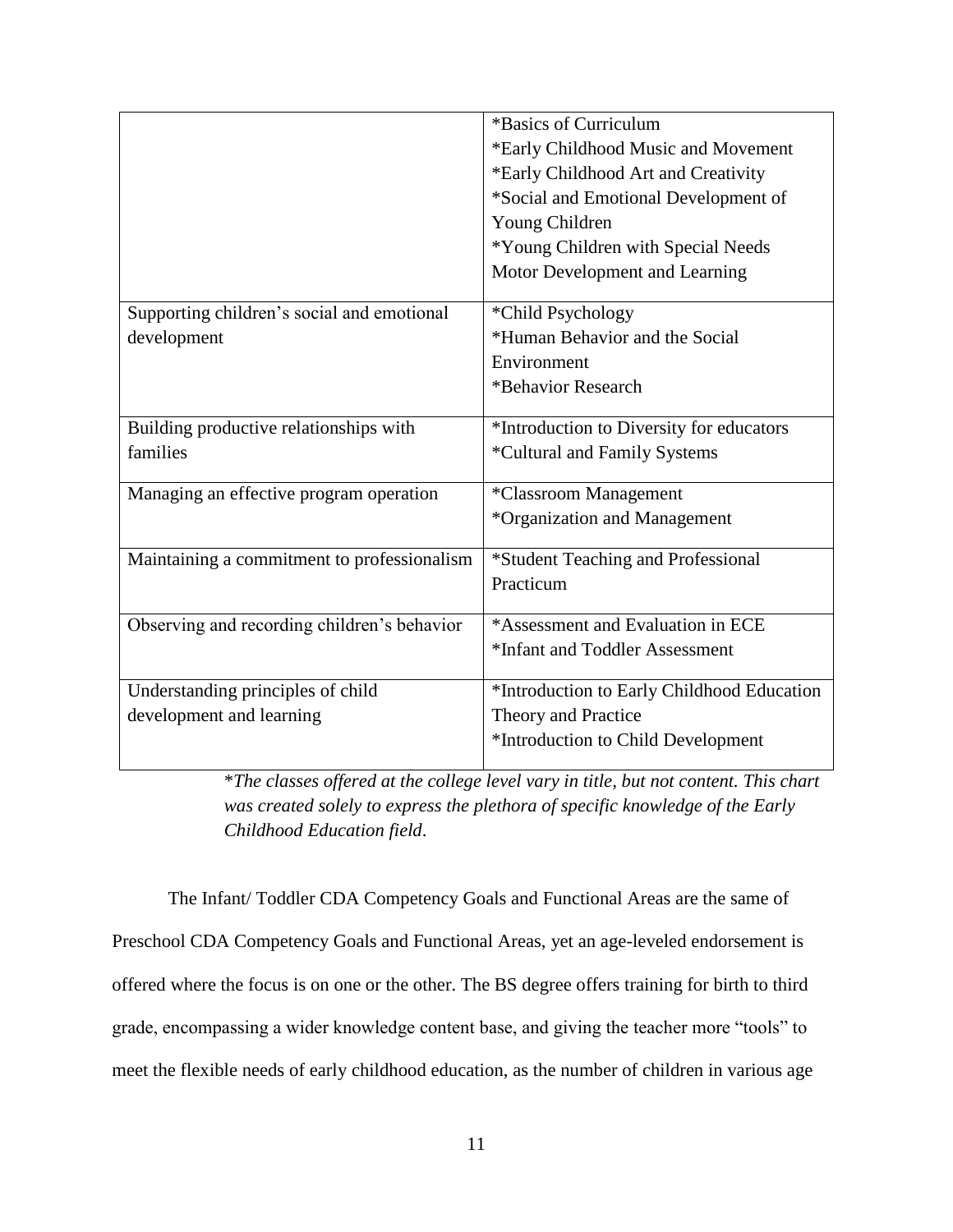| | |
|---|---|
| | *Basics of Curriculum<br>*Early Childhood Music and Movement<br>*Early Childhood Art and Creativity<br>*Social and Emotional Development of Young Children<br>*Young Children with Special Needs<br>Motor Development and Learning |
| Supporting children's social and emotional development | *Child Psychology<br>*Human Behavior and the Social Environment<br>*Behavior Research |
| Building productive relationships with families | *Introduction to Diversity for educators<br>*Cultural and Family Systems |
| Managing an effective program operation | *Classroom Management<br>*Organization and Management |
| Maintaining a commitment to professionalism | *Student Teaching and Professional Practicum |
| Observing and recording children's behavior | *Assessment and Evaluation in ECE<br>*Infant and Toddler Assessment |
| Understanding principles of child development and learning | *Introduction to Early Childhood Education Theory and Practice<br>*Introduction to Child Development |

**The classes offered at the college level vary in title, but not content. This chart was created solely to express the plethora of specific knowledge of the Early Childhood Education field.*

The Infant/ Toddler CDA Competency Goals and Functional Areas are the same of Preschool CDA Competency Goals and Functional Areas, yet an age-leveled endorsement is offered where the focus is on one or the other. The BS degree offers training for birth to third grade, encompassing a wider knowledge content base, and giving the teacher more "tools" to meet the flexible needs of early childhood education, as the number of children in various age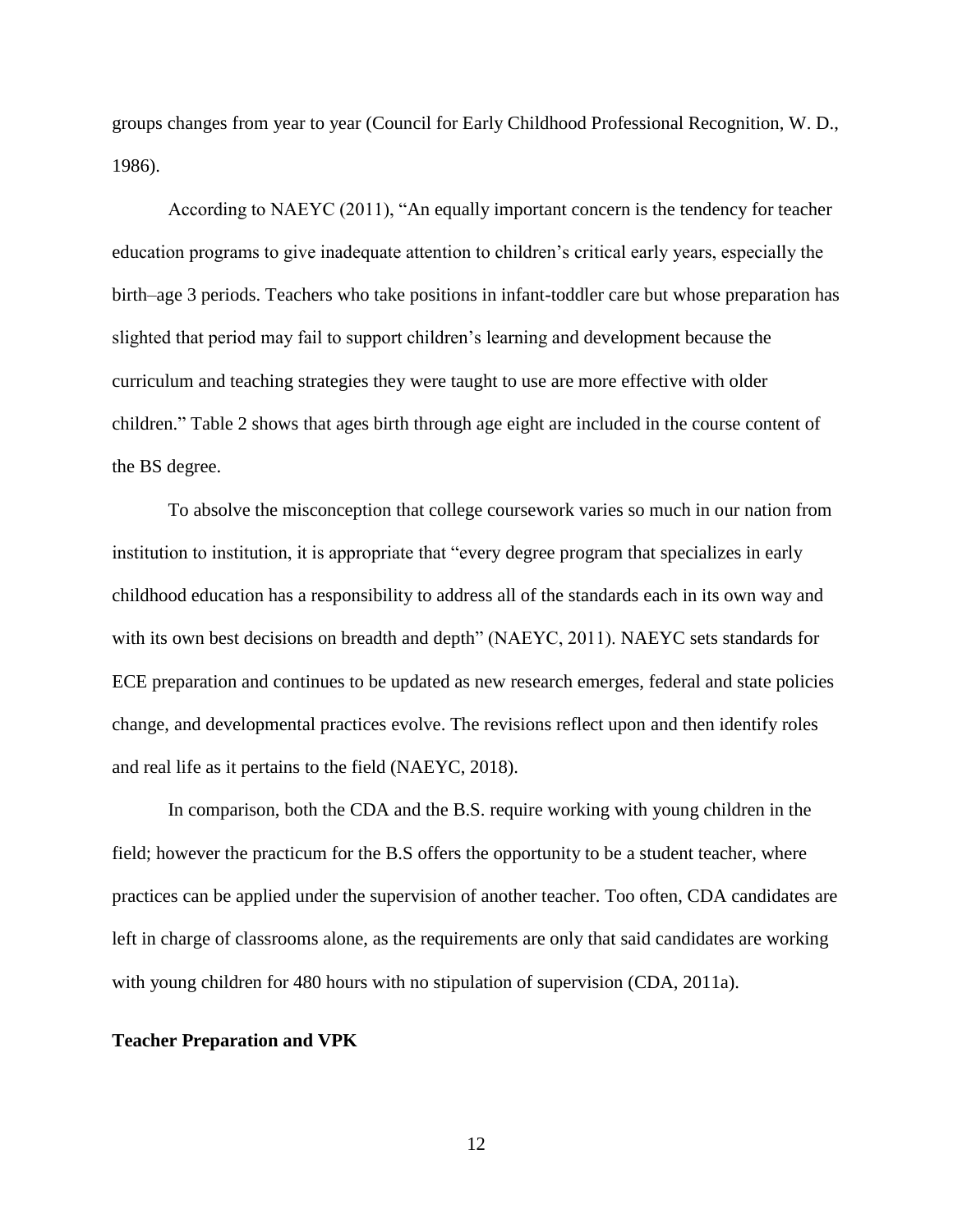groups changes from year to year (Council for Early Childhood Professional Recognition, W. D., 1986).

According to NAEYC (2011), "An equally important concern is the tendency for teacher education programs to give inadequate attention to children's critical early years, especially the birth–age 3 periods. Teachers who take positions in infant-toddler care but whose preparation has slighted that period may fail to support children's learning and development because the curriculum and teaching strategies they were taught to use are more effective with older children." Table 2 shows that ages birth through age eight are included in the course content of the BS degree.

To absolve the misconception that college coursework varies so much in our nation from institution to institution, it is appropriate that "every degree program that specializes in early childhood education has a responsibility to address all of the standards each in its own way and with its own best decisions on breadth and depth" (NAEYC, 2011). NAEYC sets standards for ECE preparation and continues to be updated as new research emerges, federal and state policies change, and developmental practices evolve. The revisions reflect upon and then identify roles and real life as it pertains to the field (NAEYC, 2018).

In comparison, both the CDA and the B.S. require working with young children in the field; however the practicum for the B.S offers the opportunity to be a student teacher, where practices can be applied under the supervision of another teacher. Too often, CDA candidates are left in charge of classrooms alone, as the requirements are only that said candidates are working with young children for 480 hours with no stipulation of supervision (CDA, 2011a).

**Teacher Preparation and VPK**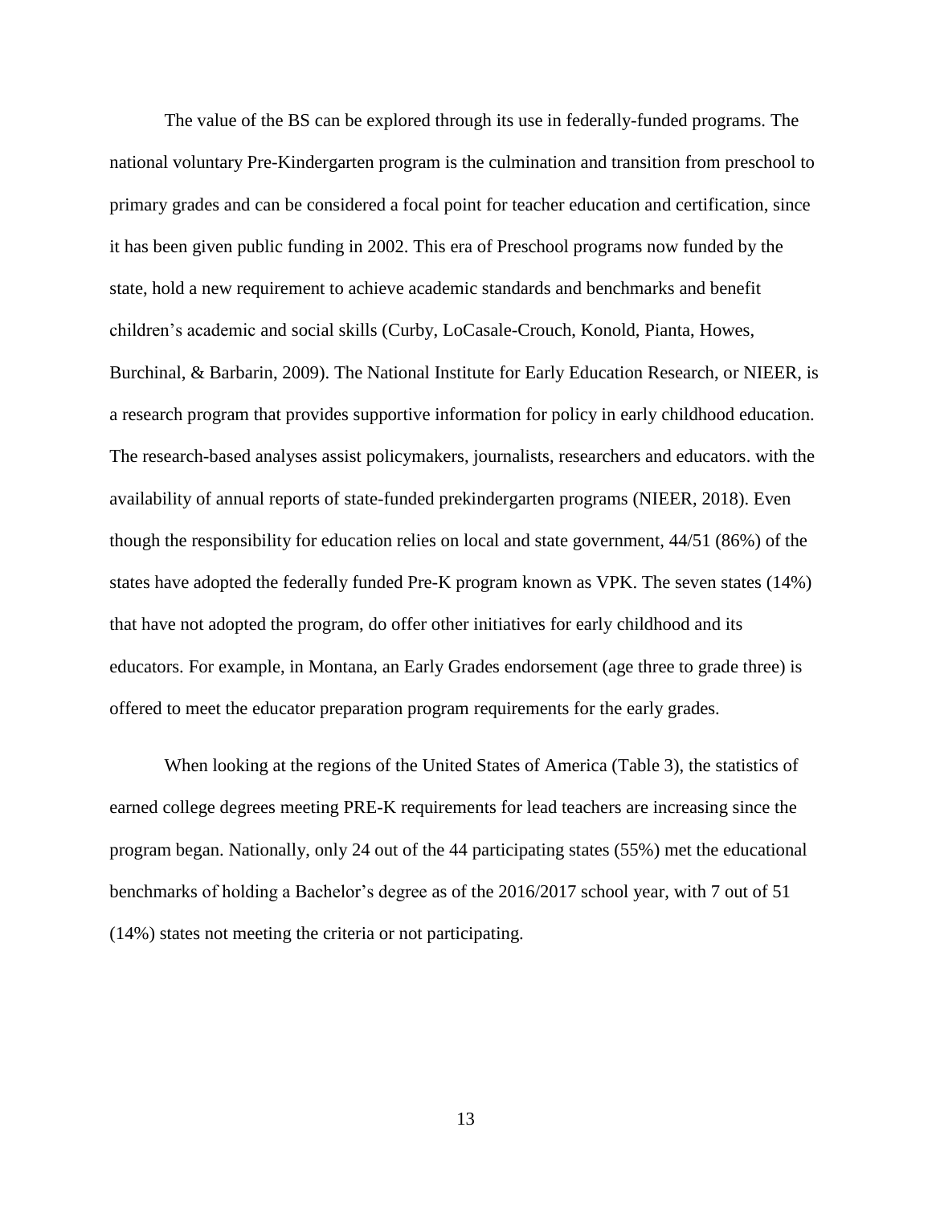The value of the BS can be explored through its use in federally-funded programs. The national voluntary Pre-Kindergarten program is the culmination and transition from preschool to primary grades and can be considered a focal point for teacher education and certification, since it has been given public funding in 2002. This era of Preschool programs now funded by the state, hold a new requirement to achieve academic standards and benchmarks and benefit children's academic and social skills (Curby, LoCasale-Crouch, Konold, Pianta, Howes, Burchinal, & Barbarin, 2009). The National Institute for Early Education Research, or NIEER, is a research program that provides supportive information for policy in early childhood education. The research-based analyses assist policymakers, journalists, researchers and educators. with the availability of annual reports of state-funded prekindergarten programs (NIEER, 2018). Even though the responsibility for education relies on local and state government, 44/51 (86%) of the states have adopted the federally funded Pre-K program known as VPK. The seven states (14%) that have not adopted the program, do offer other initiatives for early childhood and its educators. For example, in Montana, an Early Grades endorsement (age three to grade three) is offered to meet the educator preparation program requirements for the early grades.

When looking at the regions of the United States of America (Table 3), the statistics of earned college degrees meeting PRE-K requirements for lead teachers are increasing since the program began. Nationally, only 24 out of the 44 participating states (55%) met the educational benchmarks of holding a Bachelor's degree as of the 2016/2017 school year, with 7 out of 51 (14%) states not meeting the criteria or not participating.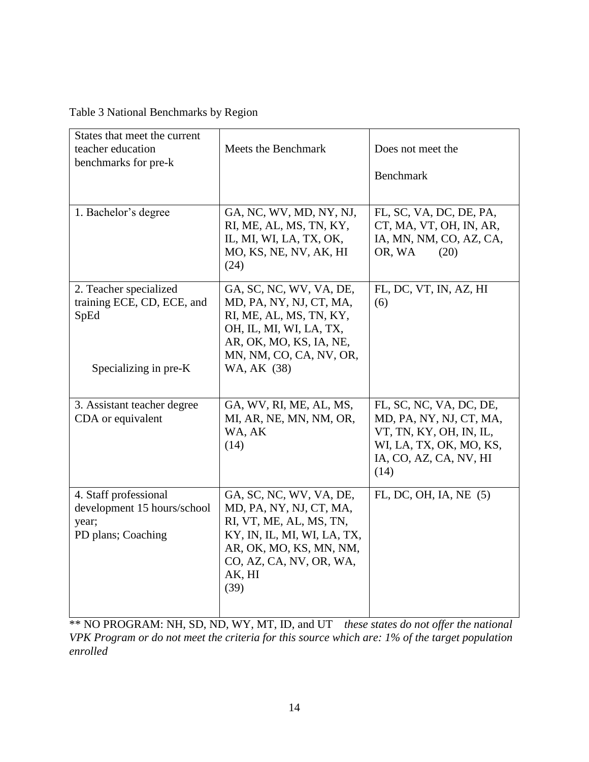Table 3 National Benchmarks by Region

| States that meet the current teacher education benchmarks for pre-k | Meets the Benchmark | Does not meet the Benchmark |
|---|---|---|
| 1. Bachelor's degree | GA, NC, WV, MD, NY, NJ, RI, ME, AL, MS, TN, KY, IL, MI, WI, LA, TX, OK, MO, KS, NE, NV, AK, HI (24) | FL, SC, VA, DC, DE, PA, CT, MA, VT, OH, IN, AR, IA, MN, NM, CO, AZ, CA, OR, WA (20) |
| 2. Teacher specialized training ECE, CD, ECE, and SpEd<br><br>Specializing in pre-K | GA, SC, NC, WV, VA, DE, MD, PA, NY, NJ, CT, MA, RI, ME, AL, MS, TN, KY, OH, IL, MI, WI, LA, TX, AR, OK, MO, KS, IA, NE, MN, NM, CO, CA, NV, OR, WA, AK (38) | FL, DC, VT, IN, AZ, HI (6) |
| 3. Assistant teacher degree CDA or equivalent | GA, WV, RI, ME, AL, MS, MI, AR, NE, MN, NM, OR, WA, AK (14) | FL, SC, NC, VA, DC, DE, MD, PA, NY, NJ, CT, MA, VT, TN, KY, OH, IN, IL, WI, LA, TX, OK, MO, KS, IA, CO, AZ, CA, NV, HI (14) |
| 4. Staff professional development 15 hours/school year;<br>PD plans; Coaching | GA, SC, NC, WV, VA, DE, MD, PA, NY, NJ, CT, MA, RI, VT, ME, AL, MS, TN, KY, IN, IL, MI, WI, LA, TX, AR, OK, MO, KS, MN, NM, CO, AZ, CA, NV, OR, WA, AK, HI (39) | FL, DC, OH, IA, NE (5) |

** NO PROGRAM: NH, SD, ND, WY, MT, ID, and UT *these states do not offer the national VPK Program or do not meet the criteria for this source which are: 1% of the target population enrolled*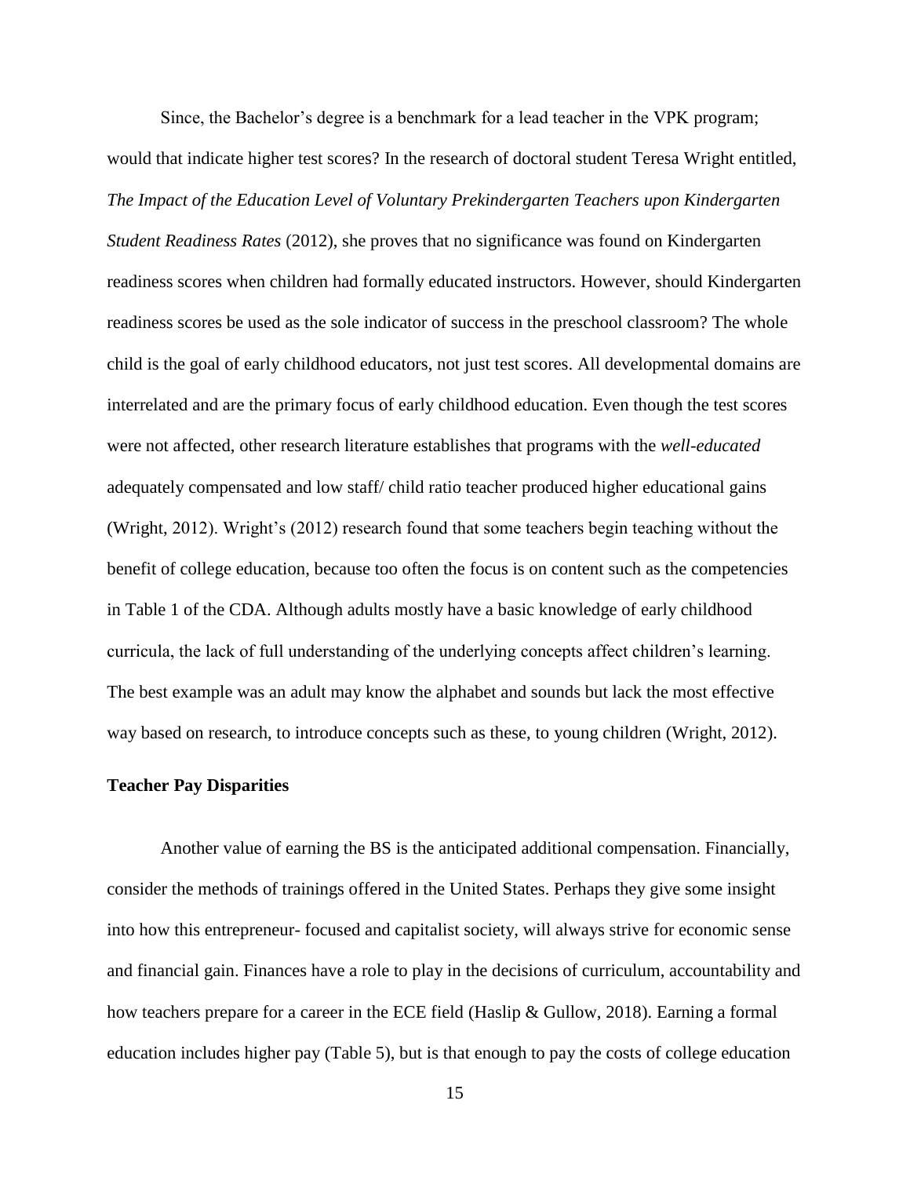Since, the Bachelor's degree is a benchmark for a lead teacher in the VPK program; would that indicate higher test scores? In the research of doctoral student Teresa Wright entitled, *The Impact of the Education Level of Voluntary Prekindergarten Teachers upon Kindergarten Student Readiness Rates* (2012), she proves that no significance was found on Kindergarten readiness scores when children had formally educated instructors. However, should Kindergarten readiness scores be used as the sole indicator of success in the preschool classroom? The whole child is the goal of early childhood educators, not just test scores. All developmental domains are interrelated and are the primary focus of early childhood education. Even though the test scores were not affected, other research literature establishes that programs with the *well-educated* adequately compensated and low staff/ child ratio teacher produced higher educational gains (Wright, 2012). Wright's (2012) research found that some teachers begin teaching without the benefit of college education, because too often the focus is on content such as the competencies in Table 1 of the CDA. Although adults mostly have a basic knowledge of early childhood curricula, the lack of full understanding of the underlying concepts affect children's learning. The best example was an adult may know the alphabet and sounds but lack the most effective way based on research, to introduce concepts such as these, to young children (Wright, 2012).

**Teacher Pay Disparities**

Another value of earning the BS is the anticipated additional compensation. Financially, consider the methods of trainings offered in the United States. Perhaps they give some insight into how this entrepreneur- focused and capitalist society, will always strive for economic sense and financial gain. Finances have a role to play in the decisions of curriculum, accountability and how teachers prepare for a career in the ECE field (Haslip & Gullow, 2018). Earning a formal education includes higher pay (Table 5), but is that enough to pay the costs of college education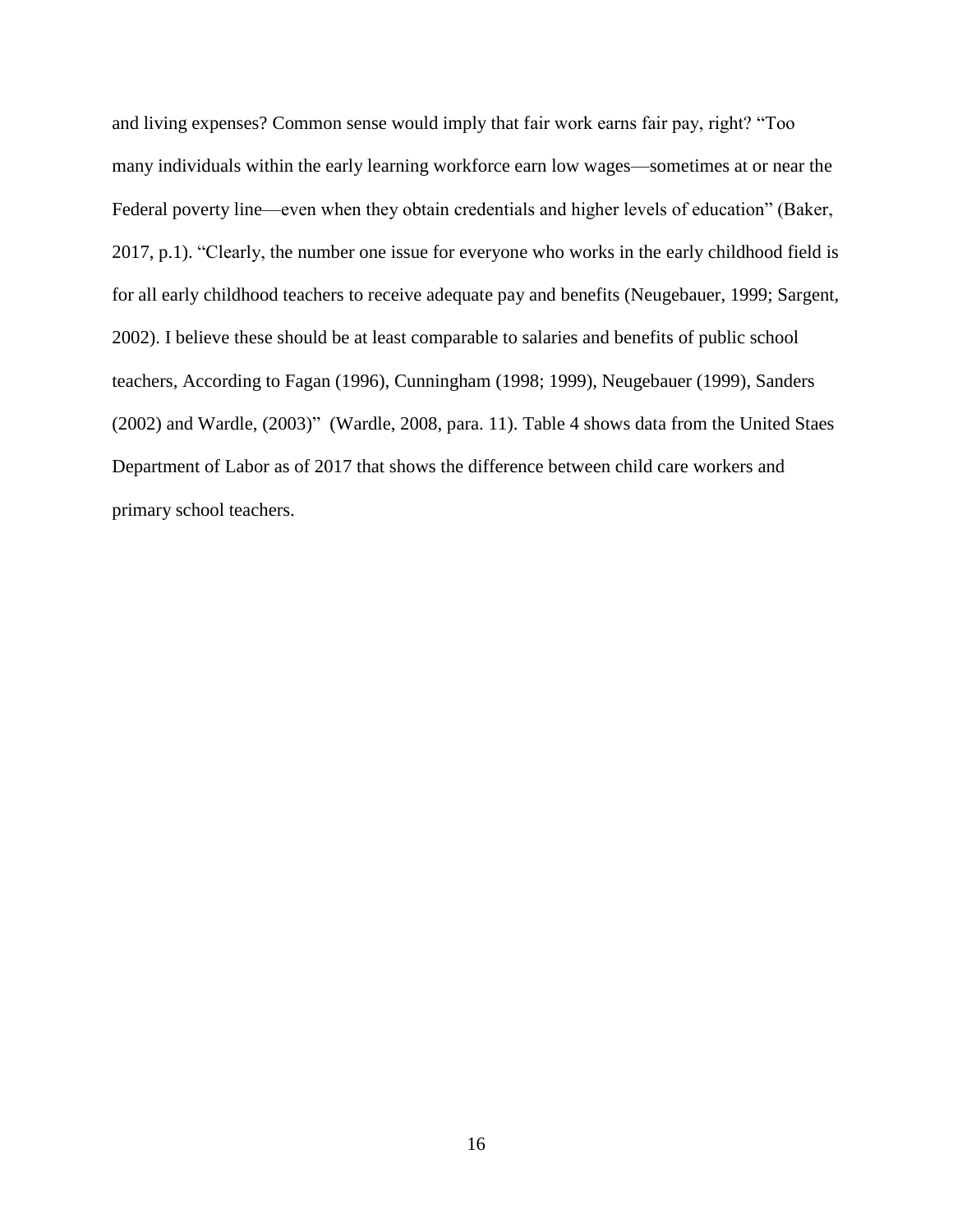and living expenses? Common sense would imply that fair work earns fair pay, right? “Too many individuals within the early learning workforce earn low wages—sometimes at or near the Federal poverty line—even when they obtain credentials and higher levels of education” (Baker, 2017, p.1). “Clearly, the number one issue for everyone who works in the early childhood field is for all early childhood teachers to receive adequate pay and benefits (Neugebauer, 1999; Sargent, 2002). I believe these should be at least comparable to salaries and benefits of public school teachers, According to Fagan (1996), Cunningham (1998; 1999), Neugebauer (1999), Sanders (2002) and Wardle, (2003)” (Wardle, 2008, para. 11). Table 4 shows data from the United Staes Department of Labor as of 2017 that shows the difference between child care workers and primary school teachers.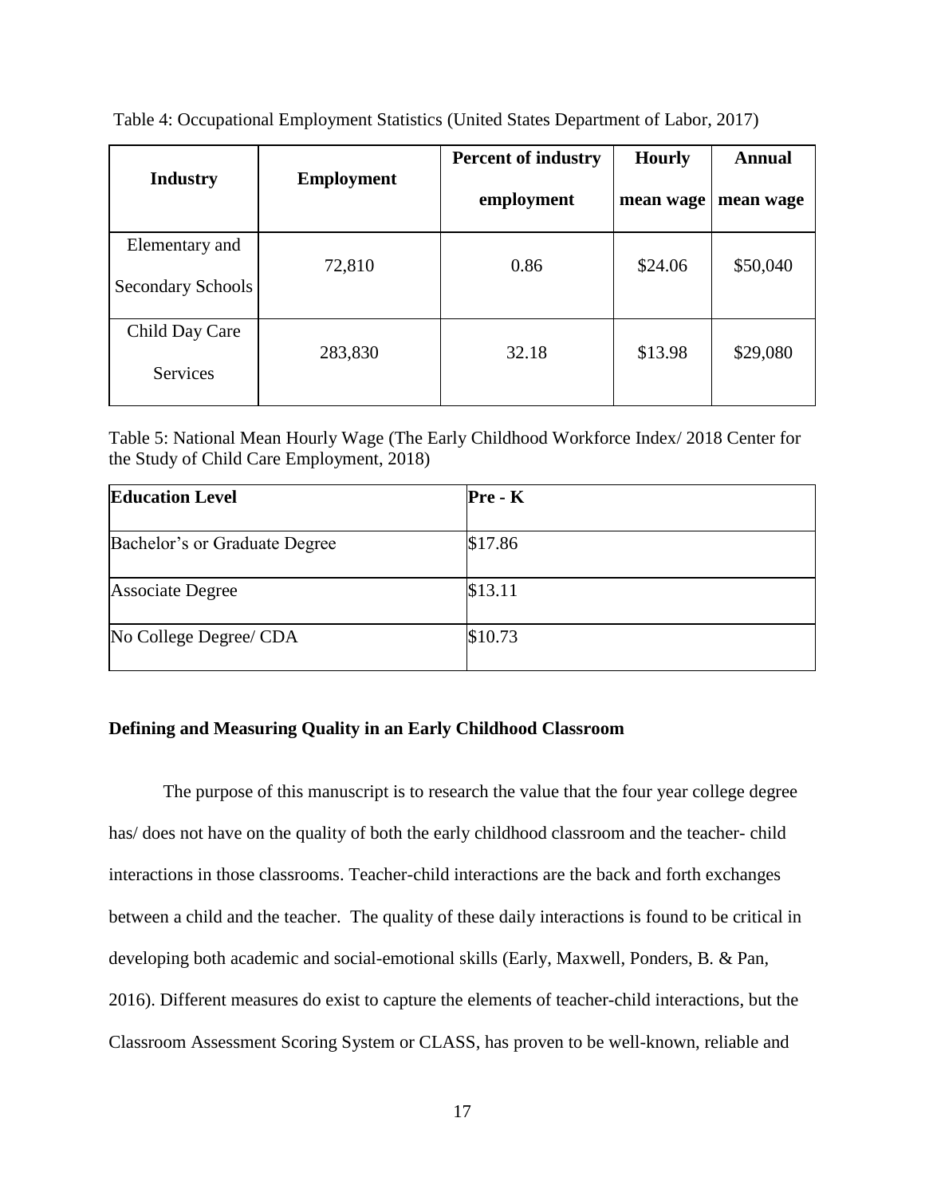Table 4: Occupational Employment Statistics (United States Department of Labor, 2017)

| Industry | Employment | Percent of industry employment | Hourly mean wage | Annual mean wage |
|---|---|---|---|---|
| Elementary and Secondary Schools | 72,810 | 0.86 | \$24.06 | \$50,040 |
| Child Day Care Services | 283,830 | 32.18 | \$13.98 | \$29,080 |

Table 5: National Mean Hourly Wage (The Early Childhood Workforce Index/ 2018 Center for the Study of Child Care Employment, 2018)

| Education Level | Pre - K |
|---|---|
| Bachelor's or Graduate Degree | \$17.86 |
| Associate Degree | \$13.11 |
| No College Degree/ CDA | \$10.73 |

### Defining and Measuring Quality in an Early Childhood Classroom

The purpose of this manuscript is to research the value that the four year college degree has/ does not have on the quality of both the early childhood classroom and the teacher- child interactions in those classrooms. Teacher-child interactions are the back and forth exchanges between a child and the teacher. The quality of these daily interactions is found to be critical in developing both academic and social-emotional skills (Early, Maxwell, Ponders, B. & Pan, 2016). Different measures do exist to capture the elements of teacher-child interactions, but the Classroom Assessment Scoring System or CLASS, has proven to be well-known, reliable and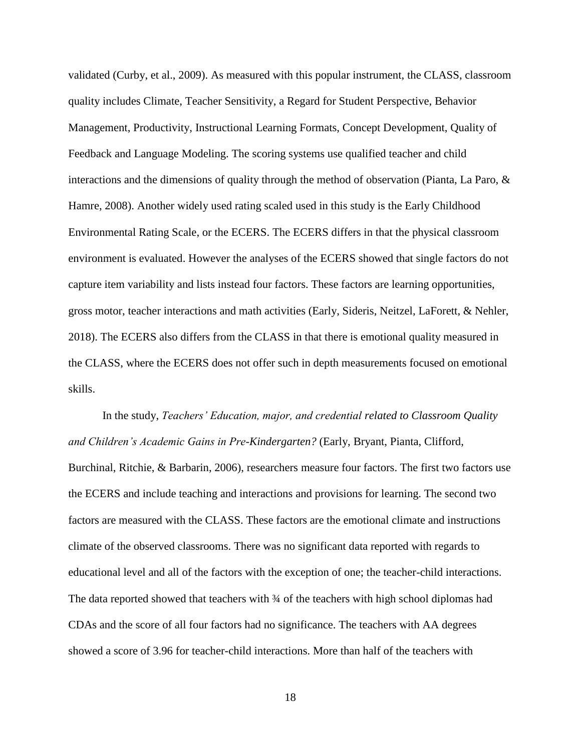validated (Curby, et al., 2009). As measured with this popular instrument, the CLASS, classroom quality includes Climate, Teacher Sensitivity, a Regard for Student Perspective, Behavior Management, Productivity, Instructional Learning Formats, Concept Development, Quality of Feedback and Language Modeling. The scoring systems use qualified teacher and child interactions and the dimensions of quality through the method of observation (Pianta, La Paro, & Hamre, 2008). Another widely used rating scaled used in this study is the Early Childhood Environmental Rating Scale, or the ECERS. The ECERS differs in that the physical classroom environment is evaluated. However the analyses of the ECERS showed that single factors do not capture item variability and lists instead four factors. These factors are learning opportunities, gross motor, teacher interactions and math activities (Early, Sideris, Neitzel, LaForett, & Nehler, 2018). The ECERS also differs from the CLASS in that there is emotional quality measured in the CLASS, where the ECERS does not offer such in depth measurements focused on emotional skills.

In the study, *Teachers' Education, major, and credential related to Classroom Quality and Children's Academic Gains in Pre-Kindergarten?* (Early, Bryant, Pianta, Clifford, Burchinal, Ritchie, & Barbarin, 2006), researchers measure four factors. The first two factors use the ECERS and include teaching and interactions and provisions for learning. The second two factors are measured with the CLASS. These factors are the emotional climate and instructions climate of the observed classrooms. There was no significant data reported with regards to educational level and all of the factors with the exception of one; the teacher-child interactions. The data reported showed that teachers with ¾ of the teachers with high school diplomas had CDAs and the score of all four factors had no significance. The teachers with AA degrees showed a score of 3.96 for teacher-child interactions. More than half of the teachers with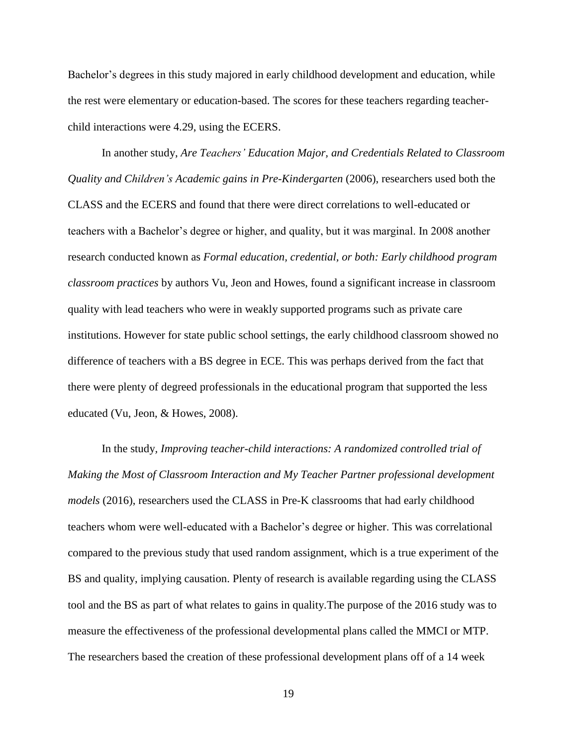Bachelor's degrees in this study majored in early childhood development and education, while the rest were elementary or education-based. The scores for these teachers regarding teacher-child interactions were 4.29, using the ECERS.

In another study, *Are Teachers' Education Major, and Credentials Related to Classroom Quality and Children's Academic gains in Pre-Kindergarten* (2006), researchers used both the CLASS and the ECERS and found that there were direct correlations to well-educated or teachers with a Bachelor's degree or higher, and quality, but it was marginal. In 2008 another research conducted known as *Formal education, credential, or both: Early childhood program classroom practices* by authors Vu, Jeon and Howes, found a significant increase in classroom quality with lead teachers who were in weakly supported programs such as private care institutions. However for state public school settings, the early childhood classroom showed no difference of teachers with a BS degree in ECE. This was perhaps derived from the fact that there were plenty of degreed professionals in the educational program that supported the less educated (Vu, Jeon, & Howes, 2008).

In the study, *Improving teacher-child interactions: A randomized controlled trial of Making the Most of Classroom Interaction and My Teacher Partner professional development models* (2016), researchers used the CLASS in Pre-K classrooms that had early childhood teachers whom were well-educated with a Bachelor's degree or higher. This was correlational compared to the previous study that used random assignment, which is a true experiment of the BS and quality, implying causation. Plenty of research is available regarding using the CLASS tool and the BS as part of what relates to gains in quality.The purpose of the 2016 study was to measure the effectiveness of the professional developmental plans called the MMCI or MTP. The researchers based the creation of these professional development plans off of a 14 week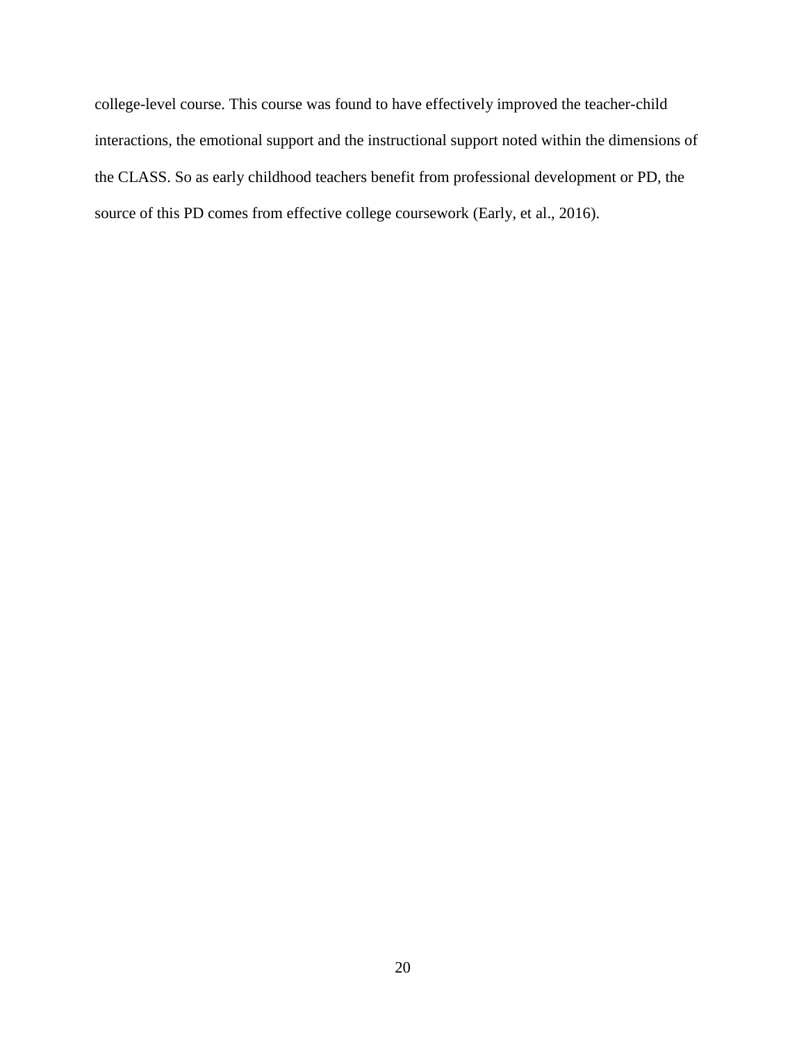college-level course. This course was found to have effectively improved the teacher-child interactions, the emotional support and the instructional support noted within the dimensions of the CLASS. So as early childhood teachers benefit from professional development or PD, the source of this PD comes from effective college coursework (Early, et al., 2016).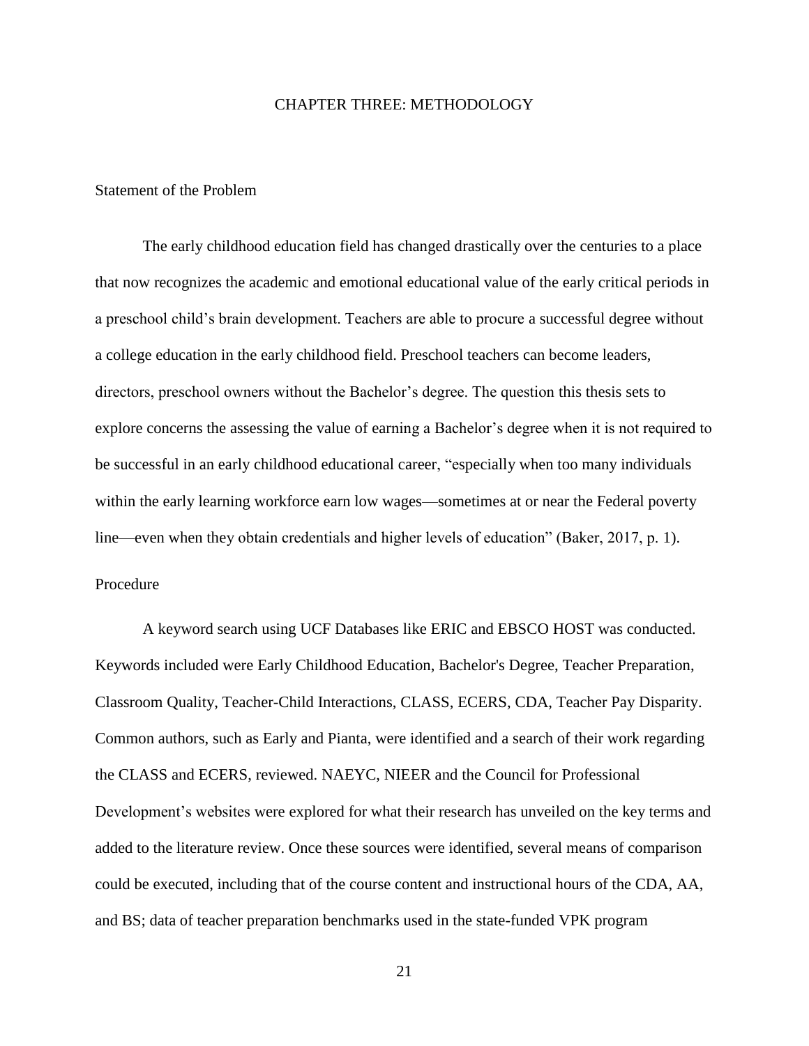# CHAPTER THREE: METHODOLOGY

## Statement of the Problem

The early childhood education field has changed drastically over the centuries to a place that now recognizes the academic and emotional educational value of the early critical periods in a preschool child's brain development. Teachers are able to procure a successful degree without a college education in the early childhood field. Preschool teachers can become leaders, directors, preschool owners without the Bachelor's degree. The question this thesis sets to explore concerns the assessing the value of earning a Bachelor's degree when it is not required to be successful in an early childhood educational career, "especially when too many individuals within the early learning workforce earn low wages—sometimes at or near the Federal poverty line—even when they obtain credentials and higher levels of education" (Baker, 2017, p. 1).

## Procedure

A keyword search using UCF Databases like ERIC and EBSCO HOST was conducted. Keywords included were Early Childhood Education, Bachelor's Degree, Teacher Preparation, Classroom Quality, Teacher-Child Interactions, CLASS, ECERS, CDA, Teacher Pay Disparity. Common authors, such as Early and Pianta, were identified and a search of their work regarding the CLASS and ECERS, reviewed. NAEYC, NIEER and the Council for Professional Development's websites were explored for what their research has unveiled on the key terms and added to the literature review. Once these sources were identified, several means of comparison could be executed, including that of the course content and instructional hours of the CDA, AA, and BS; data of teacher preparation benchmarks used in the state-funded VPK program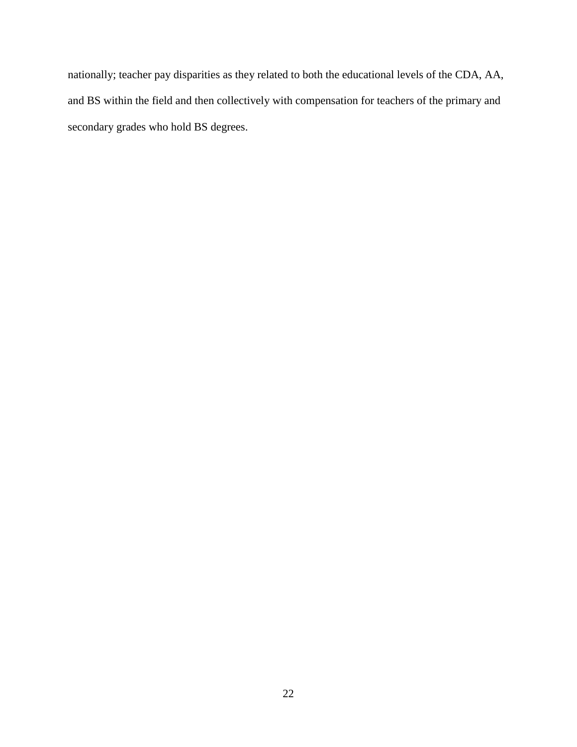nationally; teacher pay disparities as they related to both the educational levels of the CDA, AA, and BS within the field and then collectively with compensation for teachers of the primary and secondary grades who hold BS degrees.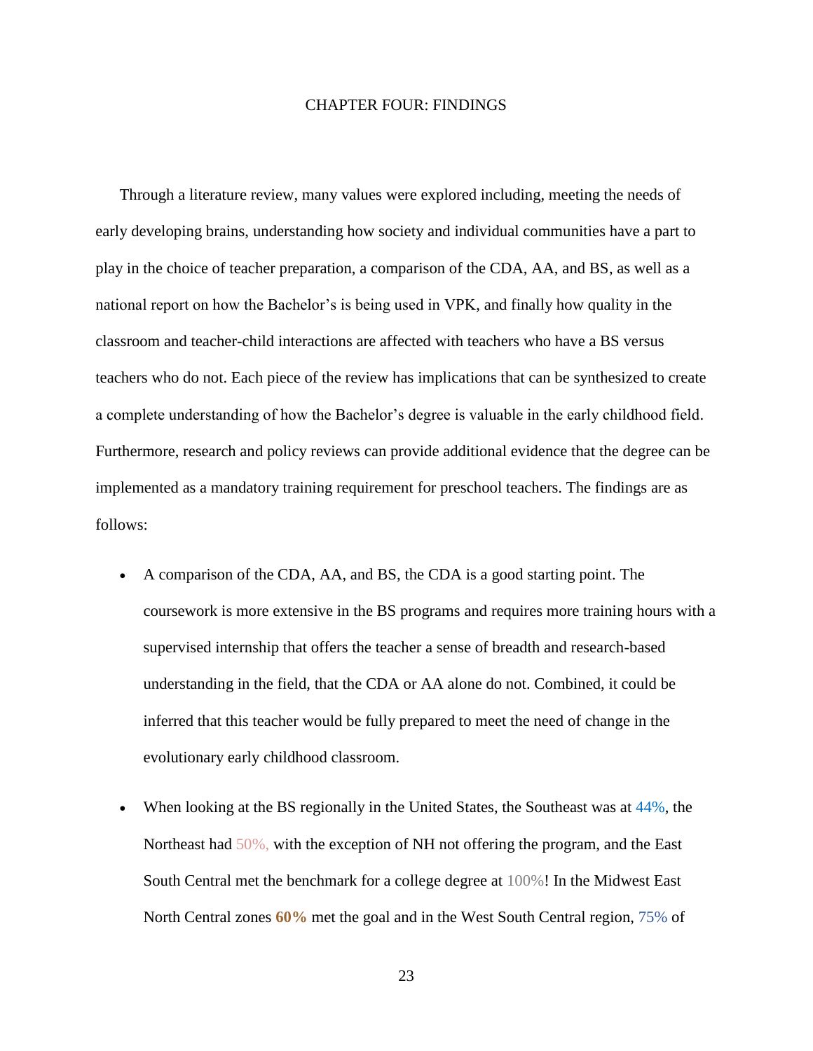# CHAPTER FOUR: FINDINGS

Through a literature review, many values were explored including, meeting the needs of early developing brains, understanding how society and individual communities have a part to play in the choice of teacher preparation, a comparison of the CDA, AA, and BS, as well as a national report on how the Bachelor's is being used in VPK, and finally how quality in the classroom and teacher-child interactions are affected with teachers who have a BS versus teachers who do not. Each piece of the review has implications that can be synthesized to create a complete understanding of how the Bachelor's degree is valuable in the early childhood field. Furthermore, research and policy reviews can provide additional evidence that the degree can be implemented as a mandatory training requirement for preschool teachers. The findings are as follows:

- A comparison of the CDA, AA, and BS, the CDA is a good starting point. The coursework is more extensive in the BS programs and requires more training hours with a supervised internship that offers the teacher a sense of breadth and research-based understanding in the field, that the CDA or AA alone do not. Combined, it could be inferred that this teacher would be fully prepared to meet the need of change in the evolutionary early childhood classroom.
- When looking at the BS regionally in the United States, the Southeast was at 44%, the Northeast had 50%, with the exception of NH not offering the program, and the East South Central met the benchmark for a college degree at 100%! In the Midwest East North Central zones **60%** met the goal and in the West South Central region, 75% of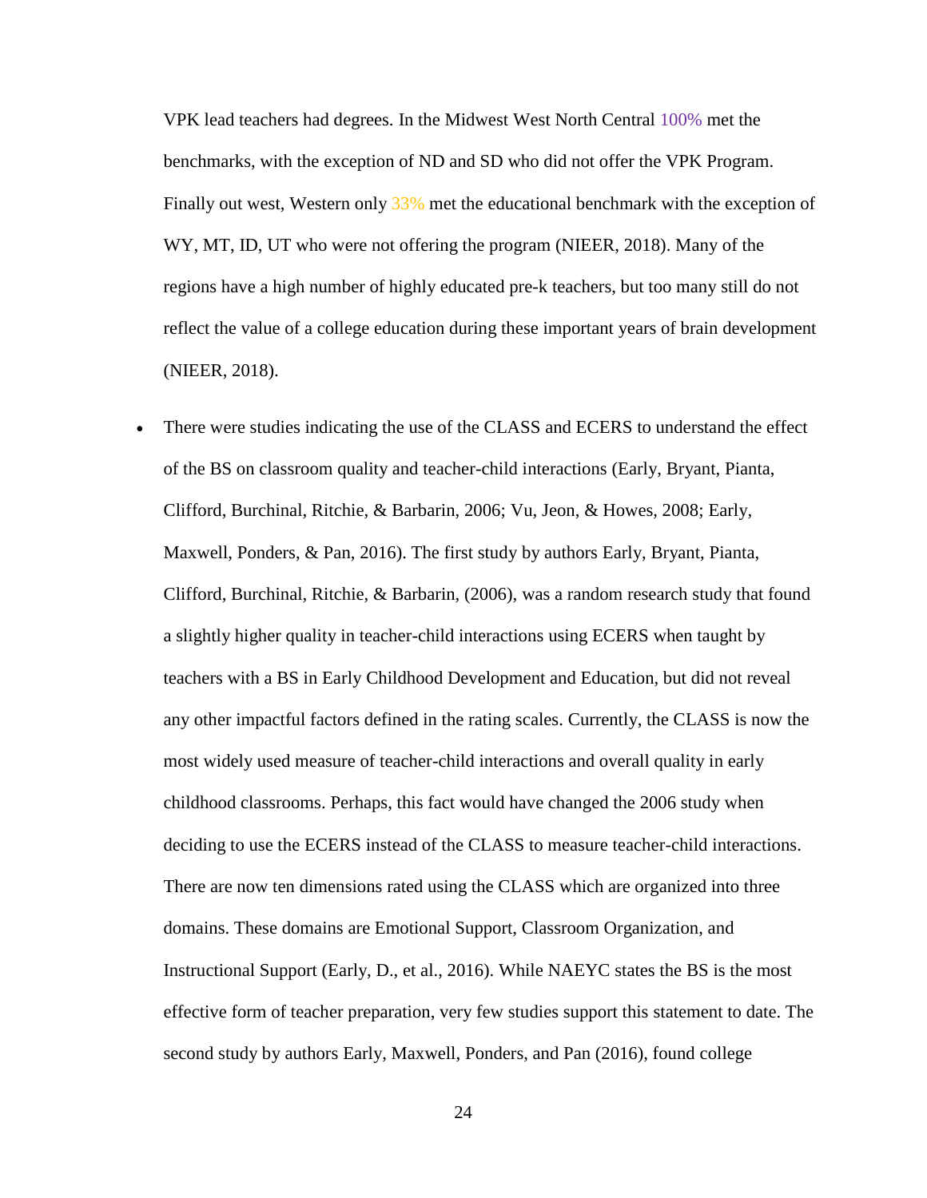VPK lead teachers had degrees. In the Midwest West North Central 100% met the benchmarks, with the exception of ND and SD who did not offer the VPK Program. Finally out west, Western only 33% met the educational benchmark with the exception of WY, MT, ID, UT who were not offering the program (NIEER, 2018). Many of the regions have a high number of highly educated pre-k teachers, but too many still do not reflect the value of a college education during these important years of brain development (NIEER, 2018).

- There were studies indicating the use of the CLASS and ECERS to understand the effect of the BS on classroom quality and teacher-child interactions (Early, Bryant, Pianta, Clifford, Burchinal, Ritchie, & Barbarin, 2006; Vu, Jeon, & Howes, 2008; Early, Maxwell, Ponders, & Pan, 2016). The first study by authors Early, Bryant, Pianta, Clifford, Burchinal, Ritchie, & Barbarin, (2006), was a random research study that found a slightly higher quality in teacher-child interactions using ECERS when taught by teachers with a BS in Early Childhood Development and Education, but did not reveal any other impactful factors defined in the rating scales. Currently, the CLASS is now the most widely used measure of teacher-child interactions and overall quality in early childhood classrooms. Perhaps, this fact would have changed the 2006 study when deciding to use the ECERS instead of the CLASS to measure teacher-child interactions. There are now ten dimensions rated using the CLASS which are organized into three domains. These domains are Emotional Support, Classroom Organization, and Instructional Support (Early, D., et al., 2016). While NAEYC states the BS is the most effective form of teacher preparation, very few studies support this statement to date. The second study by authors Early, Maxwell, Ponders, and Pan (2016), found college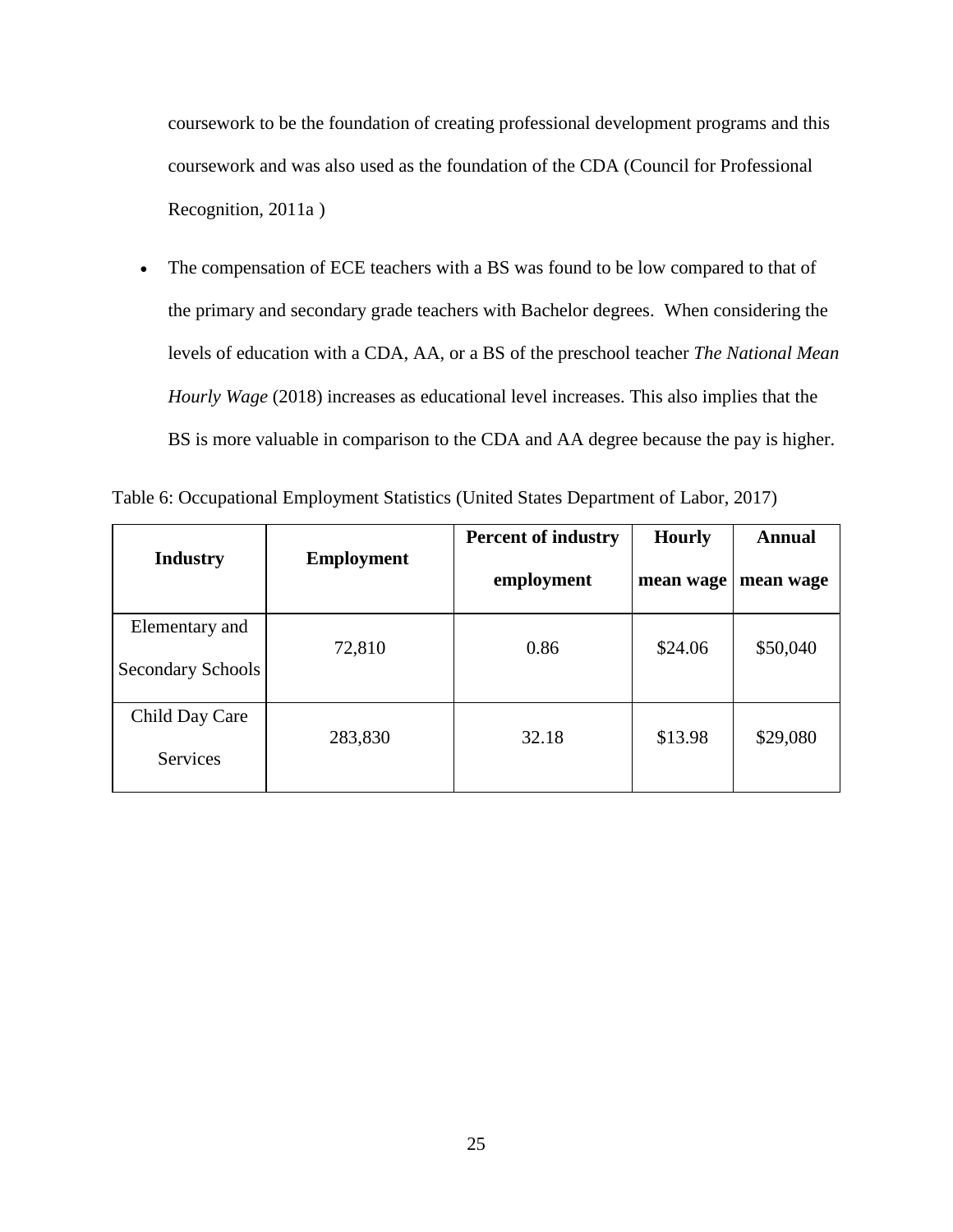coursework to be the foundation of creating professional development programs and this coursework and was also used as the foundation of the CDA (Council for Professional Recognition, 2011a )

- The compensation of ECE teachers with a BS was found to be low compared to that of the primary and secondary grade teachers with Bachelor degrees. When considering the levels of education with a CDA, AA, or a BS of the preschool teacher *The National Mean Hourly Wage* (2018) increases as educational level increases. This also implies that the BS is more valuable in comparison to the CDA and AA degree because the pay is higher.

Table 6: Occupational Employment Statistics (United States Department of Labor, 2017)

| Industry | Employment | Percent of industry employment | Hourly mean wage | Annual mean wage |
| --- | --- | --- | --- | --- |
| Elementary and Secondary Schools | 72,810 | 0.86 | $24.06 | $50,040 |
| Child Day Care Services | 283,830 | 32.18 | $13.98 | $29,080 |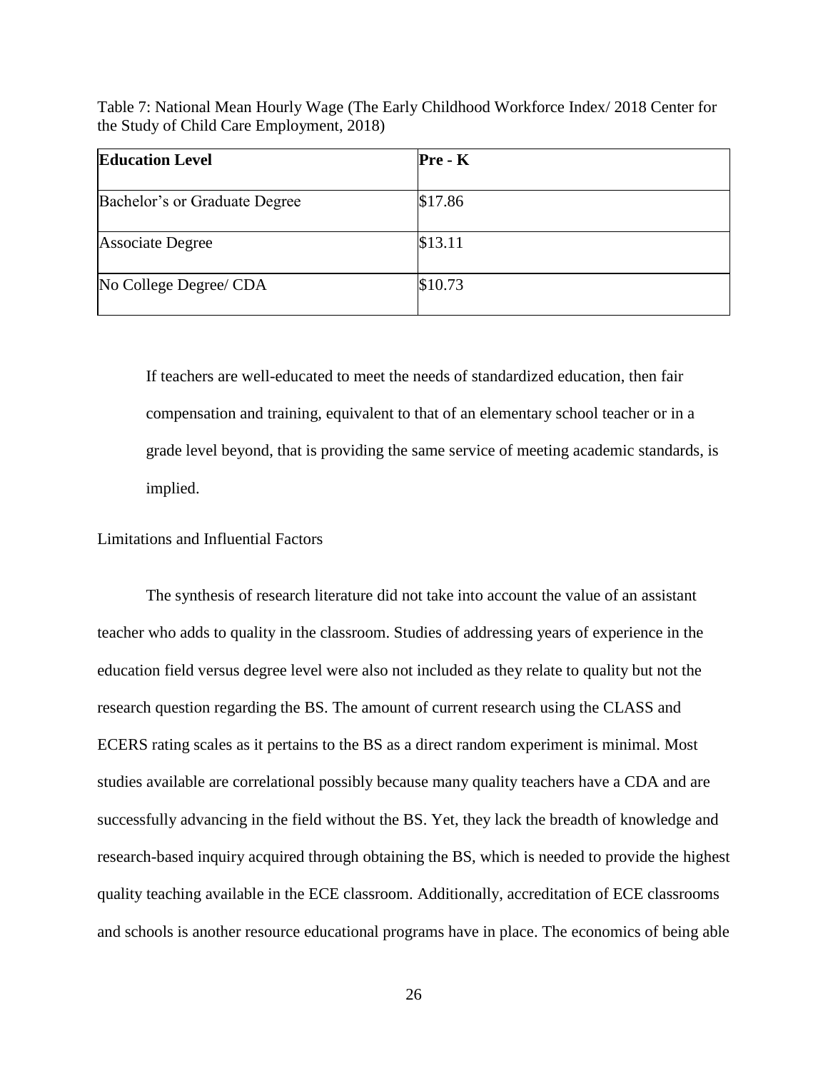Table 7: National Mean Hourly Wage (The Early Childhood Workforce Index/ 2018 Center for the Study of Child Care Employment, 2018)

| Education Level | Pre - K |
|---|---|
| Bachelor's or Graduate Degree | $17.86 |
| Associate Degree | $13.11 |
| No College Degree/ CDA | $10.73 |

If teachers are well-educated to meet the needs of standardized education, then fair compensation and training, equivalent to that of an elementary school teacher or in a grade level beyond, that is providing the same service of meeting academic standards, is implied.

## Limitations and Influential Factors

The synthesis of research literature did not take into account the value of an assistant teacher who adds to quality in the classroom. Studies of addressing years of experience in the education field versus degree level were also not included as they relate to quality but not the research question regarding the BS. The amount of current research using the CLASS and ECERS rating scales as it pertains to the BS as a direct random experiment is minimal. Most studies available are correlational possibly because many quality teachers have a CDA and are successfully advancing in the field without the BS. Yet, they lack the breadth of knowledge and research-based inquiry acquired through obtaining the BS, which is needed to provide the highest quality teaching available in the ECE classroom. Additionally, accreditation of ECE classrooms and schools is another resource educational programs have in place. The economics of being able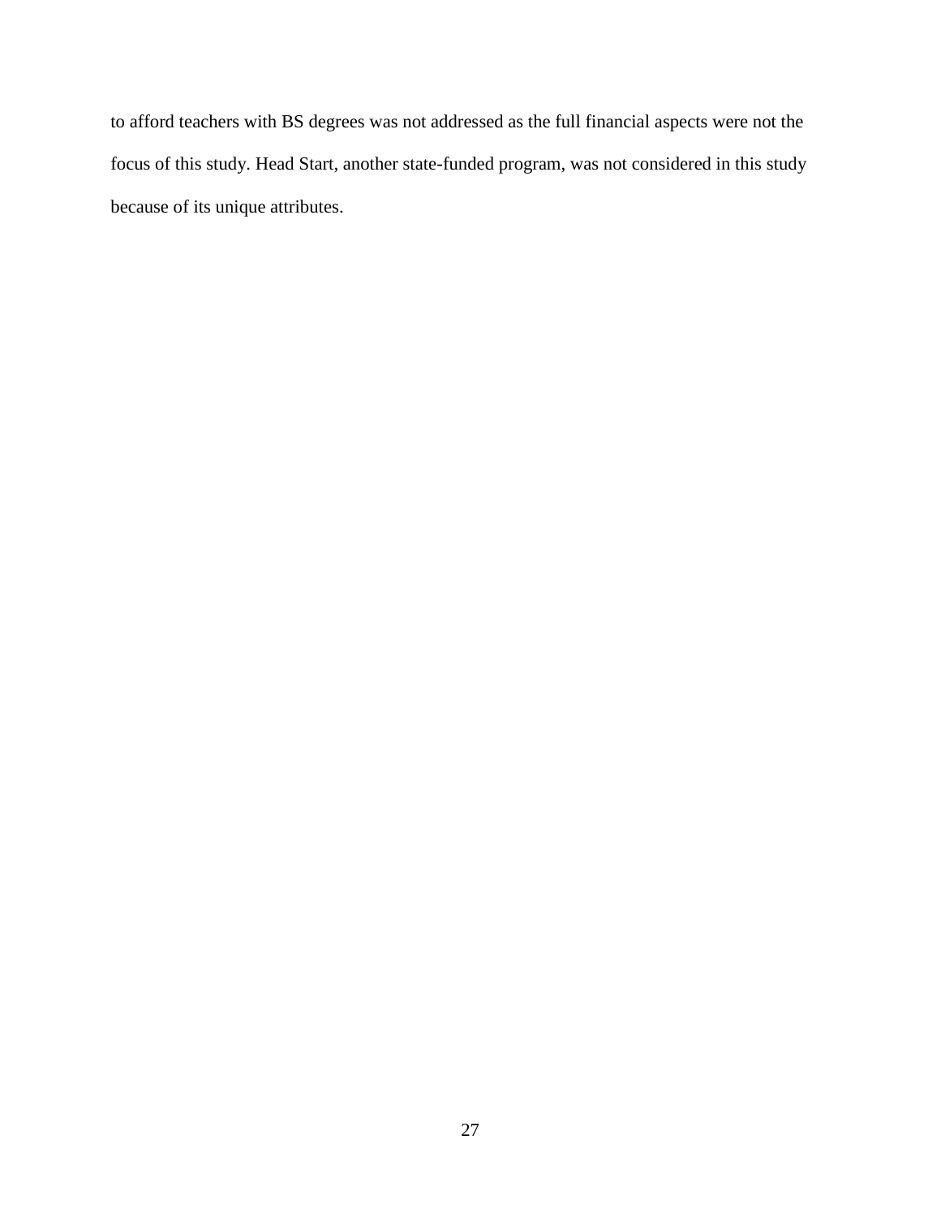to afford teachers with BS degrees was not addressed as the full financial aspects were not the focus of this study. Head Start, another state-funded program, was not considered in this study because of its unique attributes.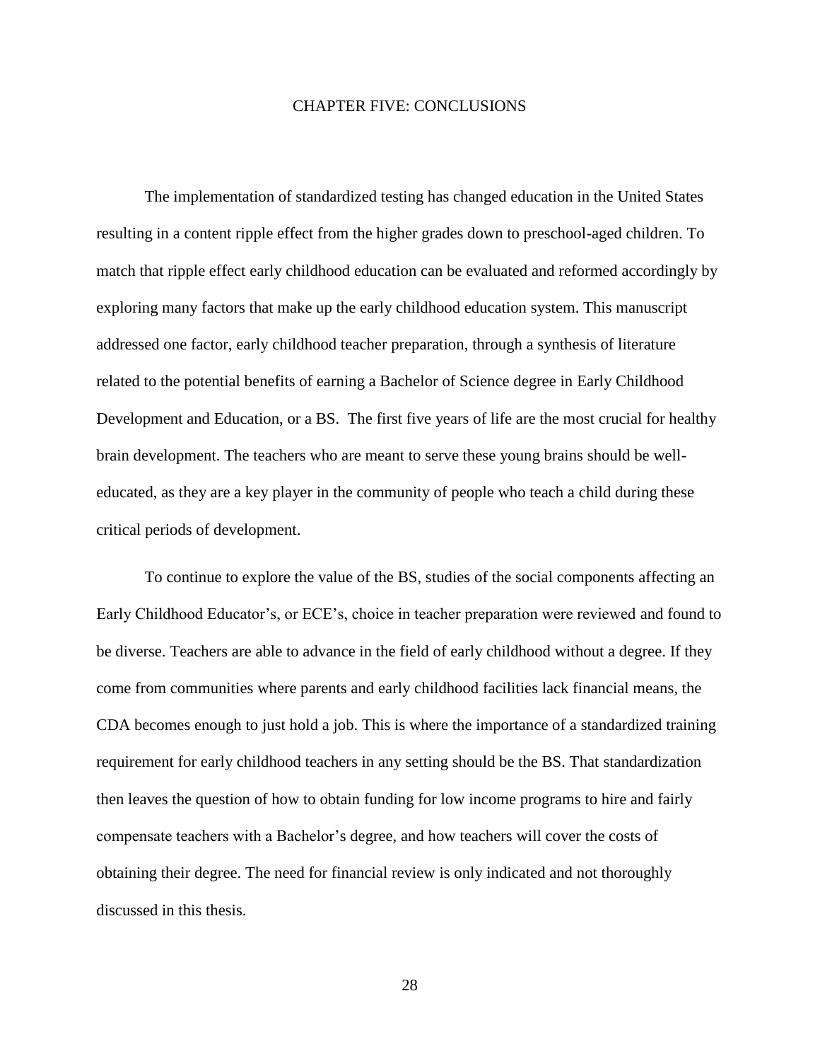# CHAPTER FIVE: CONCLUSIONS

The implementation of standardized testing has changed education in the United States resulting in a content ripple effect from the higher grades down to preschool-aged children. To match that ripple effect early childhood education can be evaluated and reformed accordingly by exploring many factors that make up the early childhood education system. This manuscript addressed one factor, early childhood teacher preparation, through a synthesis of literature related to the potential benefits of earning a Bachelor of Science degree in Early Childhood Development and Education, or a BS. The first five years of life are the most crucial for healthy brain development. The teachers who are meant to serve these young brains should be well-educated, as they are a key player in the community of people who teach a child during these critical periods of development.

To continue to explore the value of the BS, studies of the social components affecting an Early Childhood Educator's, or ECE's, choice in teacher preparation were reviewed and found to be diverse. Teachers are able to advance in the field of early childhood without a degree. If they come from communities where parents and early childhood facilities lack financial means, the CDA becomes enough to just hold a job. This is where the importance of a standardized training requirement for early childhood teachers in any setting should be the BS. That standardization then leaves the question of how to obtain funding for low income programs to hire and fairly compensate teachers with a Bachelor's degree, and how teachers will cover the costs of obtaining their degree. The need for financial review is only indicated and not thoroughly discussed in this thesis.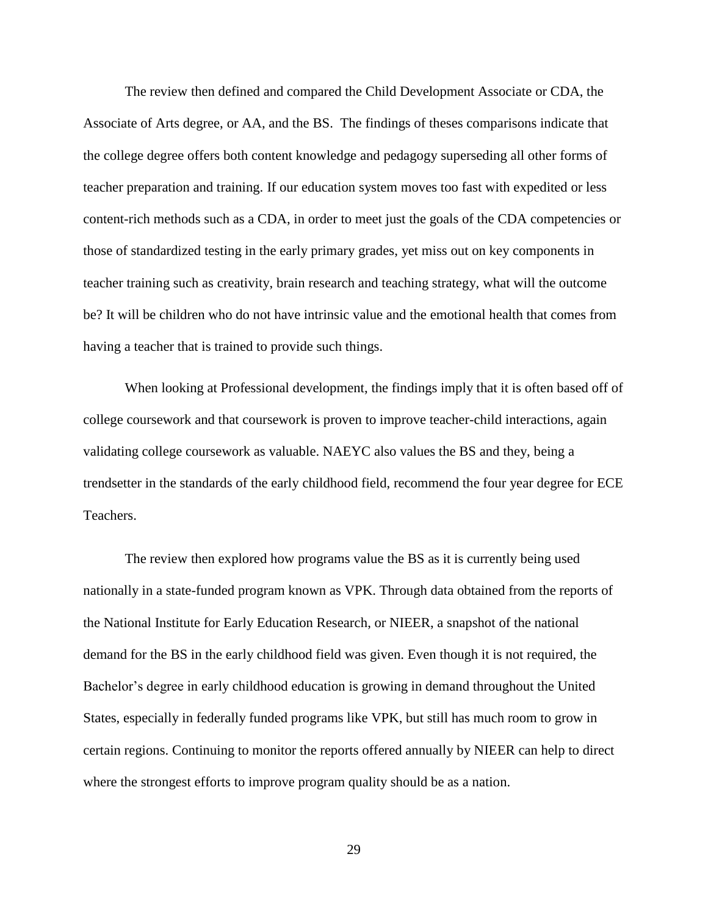The review then defined and compared the Child Development Associate or CDA, the Associate of Arts degree, or AA, and the BS. The findings of theses comparisons indicate that the college degree offers both content knowledge and pedagogy superseding all other forms of teacher preparation and training. If our education system moves too fast with expedited or less content-rich methods such as a CDA, in order to meet just the goals of the CDA competencies or those of standardized testing in the early primary grades, yet miss out on key components in teacher training such as creativity, brain research and teaching strategy, what will the outcome be? It will be children who do not have intrinsic value and the emotional health that comes from having a teacher that is trained to provide such things.

When looking at Professional development, the findings imply that it is often based off of college coursework and that coursework is proven to improve teacher-child interactions, again validating college coursework as valuable. NAEYC also values the BS and they, being a trendsetter in the standards of the early childhood field, recommend the four year degree for ECE Teachers.

The review then explored how programs value the BS as it is currently being used nationally in a state-funded program known as VPK. Through data obtained from the reports of the National Institute for Early Education Research, or NIEER, a snapshot of the national demand for the BS in the early childhood field was given. Even though it is not required, the Bachelor's degree in early childhood education is growing in demand throughout the United States, especially in federally funded programs like VPK, but still has much room to grow in certain regions. Continuing to monitor the reports offered annually by NIEER can help to direct where the strongest efforts to improve program quality should be as a nation.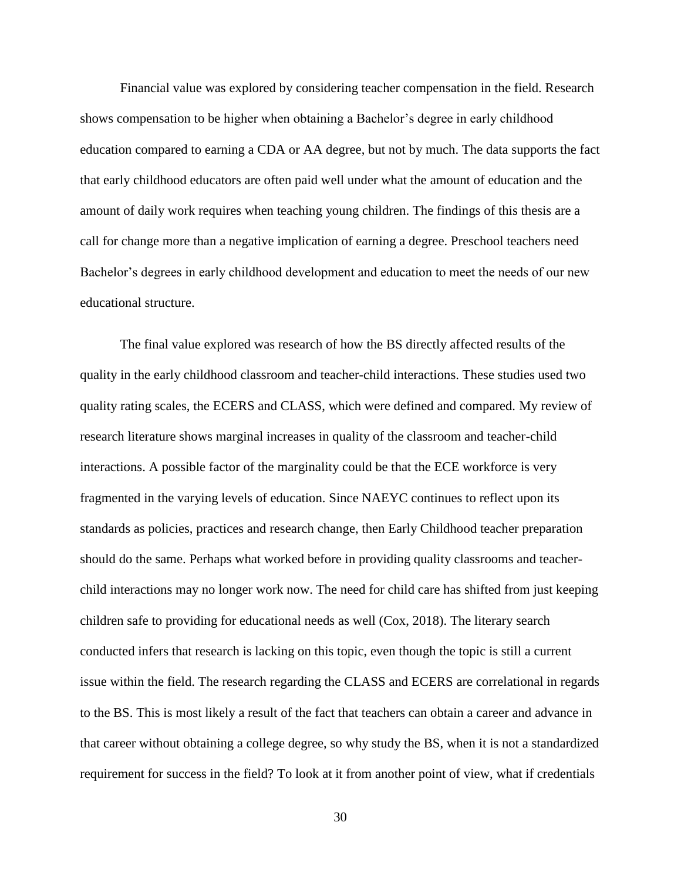Financial value was explored by considering teacher compensation in the field. Research shows compensation to be higher when obtaining a Bachelor's degree in early childhood education compared to earning a CDA or AA degree, but not by much. The data supports the fact that early childhood educators are often paid well under what the amount of education and the amount of daily work requires when teaching young children. The findings of this thesis are a call for change more than a negative implication of earning a degree. Preschool teachers need Bachelor's degrees in early childhood development and education to meet the needs of our new educational structure.

The final value explored was research of how the BS directly affected results of the quality in the early childhood classroom and teacher-child interactions. These studies used two quality rating scales, the ECERS and CLASS, which were defined and compared. My review of research literature shows marginal increases in quality of the classroom and teacher-child interactions. A possible factor of the marginality could be that the ECE workforce is very fragmented in the varying levels of education. Since NAEYC continues to reflect upon its standards as policies, practices and research change, then Early Childhood teacher preparation should do the same. Perhaps what worked before in providing quality classrooms and teacher-child interactions may no longer work now. The need for child care has shifted from just keeping children safe to providing for educational needs as well (Cox, 2018). The literary search conducted infers that research is lacking on this topic, even though the topic is still a current issue within the field. The research regarding the CLASS and ECERS are correlational in regards to the BS. This is most likely a result of the fact that teachers can obtain a career and advance in that career without obtaining a college degree, so why study the BS, when it is not a standardized requirement for success in the field? To look at it from another point of view, what if credentials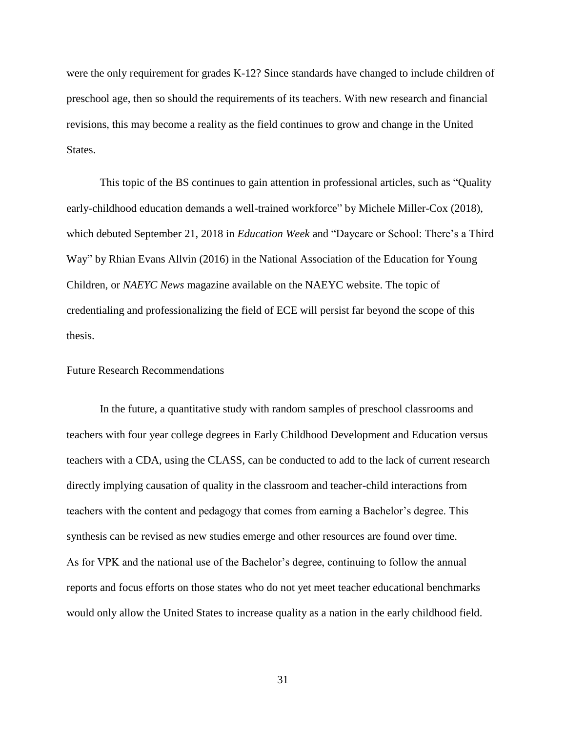were the only requirement for grades K-12? Since standards have changed to include children of preschool age, then so should the requirements of its teachers. With new research and financial revisions, this may become a reality as the field continues to grow and change in the United States.

This topic of the BS continues to gain attention in professional articles, such as "Quality early-childhood education demands a well-trained workforce" by Michele Miller-Cox (2018), which debuted September 21, 2018 in *Education Week* and "Daycare or School: There's a Third Way" by Rhian Evans Allvin (2016) in the National Association of the Education for Young Children, or *NAEYC News* magazine available on the NAEYC website. The topic of credentialing and professionalizing the field of ECE will persist far beyond the scope of this thesis.

## Future Research Recommendations

In the future, a quantitative study with random samples of preschool classrooms and teachers with four year college degrees in Early Childhood Development and Education versus teachers with a CDA, using the CLASS, can be conducted to add to the lack of current research directly implying causation of quality in the classroom and teacher-child interactions from teachers with the content and pedagogy that comes from earning a Bachelor's degree. This synthesis can be revised as new studies emerge and other resources are found over time.

As for VPK and the national use of the Bachelor's degree, continuing to follow the annual reports and focus efforts on those states who do not yet meet teacher educational benchmarks would only allow the United States to increase quality as a nation in the early childhood field.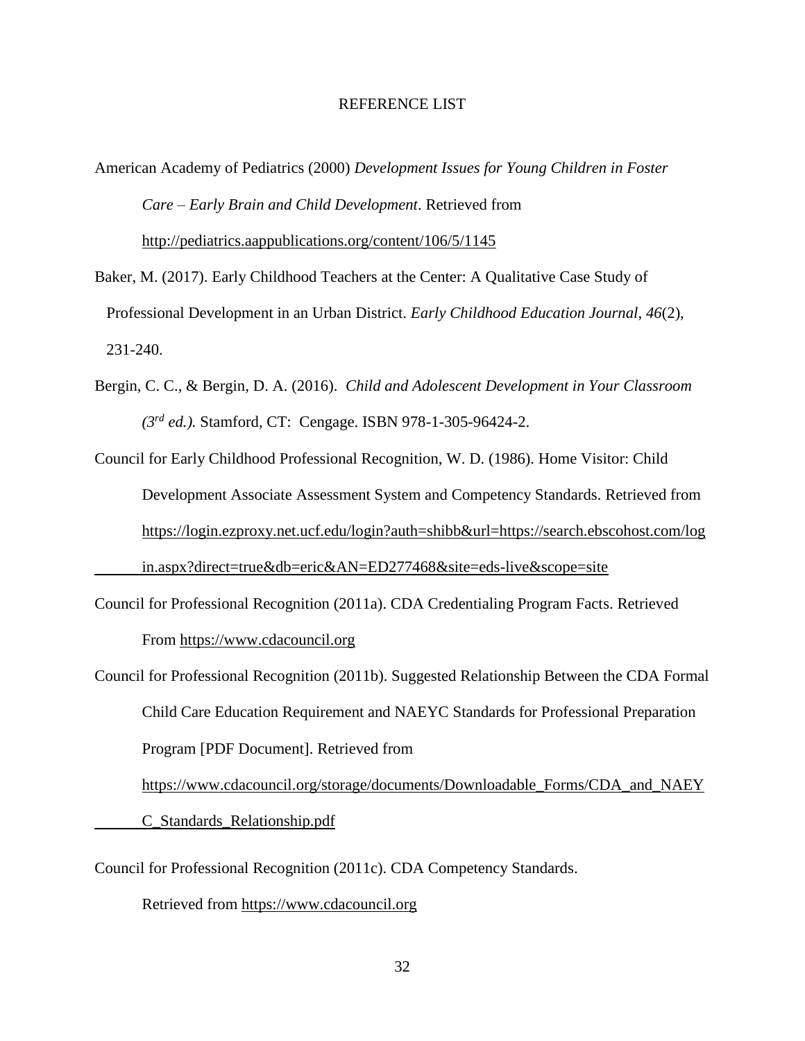# REFERENCE LIST

American Academy of Pediatrics (2000) *Development Issues for Young Children in Foster Care – Early Brain and Child Development*. Retrieved from http://pediatrics.aappublications.org/content/106/5/1145

Baker, M. (2017). Early Childhood Teachers at the Center: A Qualitative Case Study of Professional Development in an Urban District. *Early Childhood Education Journal*, *46*(2), 231-240.

Bergin, C. C., & Bergin, D. A. (2016). *Child and Adolescent Development in Your Classroom (3rd ed.).* Stamford, CT: Cengage. ISBN 978-1-305-96424-2.

Council for Early Childhood Professional Recognition, W. D. (1986). Home Visitor: Child Development Associate Assessment System and Competency Standards. Retrieved from https://login.ezproxy.net.ucf.edu/login?auth=shibb&url=https://search.ebscohost.com/login.aspx?direct=true&db=eric&AN=ED277468&site=eds-live&scope=site

Council for Professional Recognition (2011a). CDA Credentialing Program Facts. Retrieved From https://www.cdacouncil.org

Council for Professional Recognition (2011b). Suggested Relationship Between the CDA Formal Child Care Education Requirement and NAEYC Standards for Professional Preparation Program [PDF Document]. Retrieved from https://www.cdacouncil.org/storage/documents/Downloadable_Forms/CDA_and_NAEYC_Standards_Relationship.pdf

Council for Professional Recognition (2011c). CDA Competency Standards. Retrieved from https://www.cdacouncil.org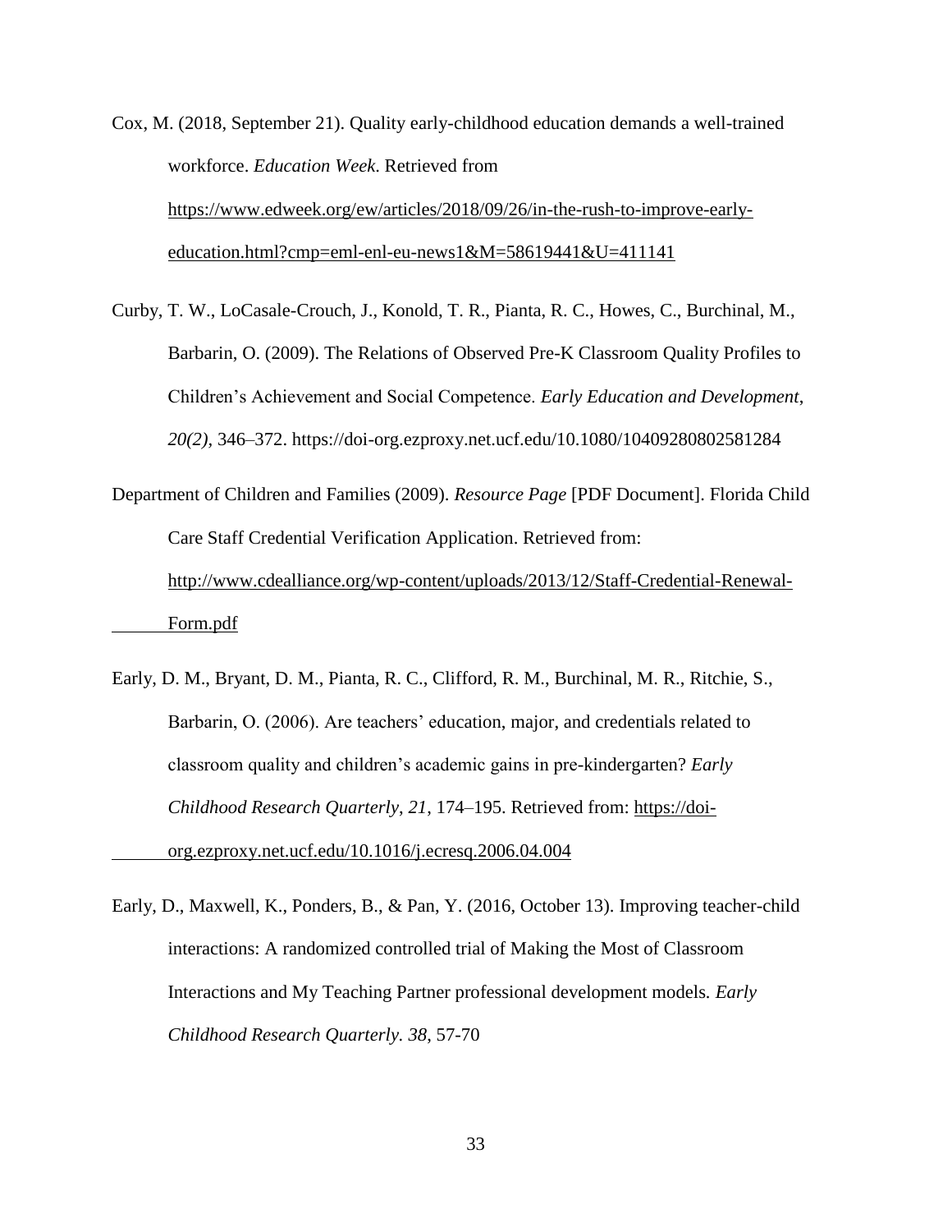Cox, M. (2018, September 21). Quality early-childhood education demands a well-trained workforce. *Education Week*. Retrieved from https://www.edweek.org/ew/articles/2018/09/26/in-the-rush-to-improve-early-education.html?cmp=eml-enl-eu-news1&M=58619441&U=411141

Curby, T. W., LoCasale-Crouch, J., Konold, T. R., Pianta, R. C., Howes, C., Burchinal, M., Barbarin, O. (2009). The Relations of Observed Pre-K Classroom Quality Profiles to Children's Achievement and Social Competence. *Early Education and Development, 20(2)*, 346–372. https://doi-org.ezproxy.net.ucf.edu/10.1080/10409280802581284

Department of Children and Families (2009). *Resource Page* [PDF Document]. Florida Child Care Staff Credential Verification Application. Retrieved from: http://www.cdealliance.org/wp-content/uploads/2013/12/Staff-Credential-Renewal-Form.pdf

Early, D. M., Bryant, D. M., Pianta, R. C., Clifford, R. M., Burchinal, M. R., Ritchie, S., Barbarin, O. (2006). Are teachers' education, major, and credentials related to classroom quality and children's academic gains in pre-kindergarten? *Early Childhood Research Quarterly*, *21*, 174–195. Retrieved from: https://doi-org.ezproxy.net.ucf.edu/10.1016/j.ecresq.2006.04.004

Early, D., Maxwell, K., Ponders, B., & Pan, Y. (2016, October 13). Improving teacher-child interactions: A randomized controlled trial of Making the Most of Classroom Interactions and My Teaching Partner professional development models. *Early Childhood Research Quarterly. 38*, 57-70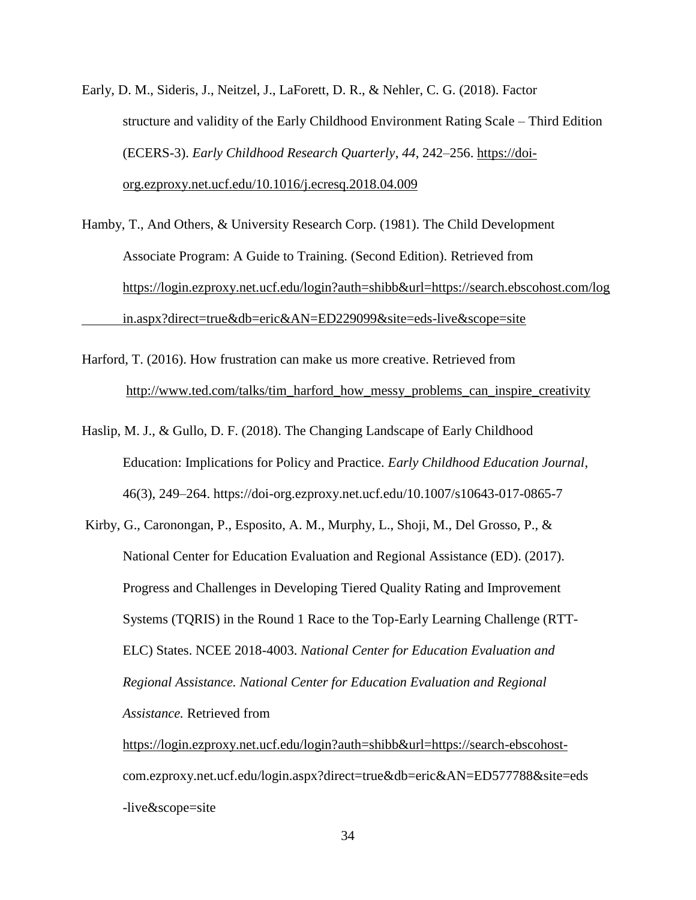Early, D. M., Sideris, J., Neitzel, J., LaForett, D. R., & Nehler, C. G. (2018). Factor structure and validity of the Early Childhood Environment Rating Scale – Third Edition (ECERS-3). *Early Childhood Research Quarterly*, *44*, 242–256. https://doi-org.ezproxy.net.ucf.edu/10.1016/j.ecresq.2018.04.009

Hamby, T., And Others, & University Research Corp. (1981). The Child Development Associate Program: A Guide to Training. (Second Edition). Retrieved from https://login.ezproxy.net.ucf.edu/login?auth=shibb&url=https://search.ebscohost.com/login.aspx?direct=true&db=eric&AN=ED229099&site=eds-live&scope=site

Harford, T. (2016). How frustration can make us more creative. Retrieved from http://www.ted.com/talks/tim_harford_how_messy_problems_can_inspire_creativity

Haslip, M. J., & Gullo, D. F. (2018). The Changing Landscape of Early Childhood Education: Implications for Policy and Practice. *Early Childhood Education Journal*, 46(3), 249–264. https://doi-org.ezproxy.net.ucf.edu/10.1007/s10643-017-0865-7

Kirby, G., Caronongan, P., Esposito, A. M., Murphy, L., Shoji, M., Del Grosso, P., & National Center for Education Evaluation and Regional Assistance (ED). (2017). Progress and Challenges in Developing Tiered Quality Rating and Improvement Systems (TQRIS) in the Round 1 Race to the Top-Early Learning Challenge (RTT-ELC) States. NCEE 2018-4003. *National Center for Education Evaluation and Regional Assistance. National Center for Education Evaluation and Regional Assistance.* Retrieved from https://login.ezproxy.net.ucf.edu/login?auth=shibb&url=https://search-ebscohost-com.ezproxy.net.ucf.edu/login.aspx?direct=true&db=eric&AN=ED577788&site=eds-live&scope=site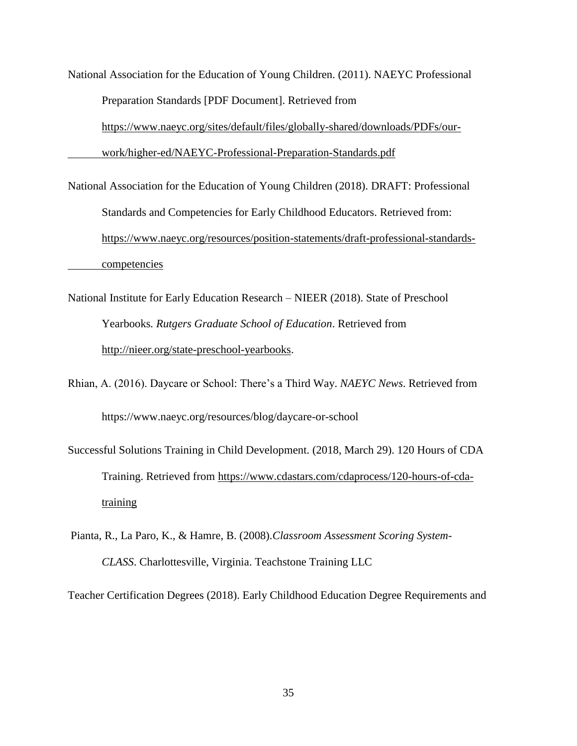National Association for the Education of Young Children. (2011). NAEYC Professional Preparation Standards [PDF Document]. Retrieved from https://www.naeyc.org/sites/default/files/globally-shared/downloads/PDFs/our-work/higher-ed/NAEYC-Professional-Preparation-Standards.pdf

National Association for the Education of Young Children (2018). DRAFT: Professional Standards and Competencies for Early Childhood Educators. Retrieved from: https://www.naeyc.org/resources/position-statements/draft-professional-standards-competencies

National Institute for Early Education Research – NIEER (2018). State of Preschool Yearbooks. *Rutgers Graduate School of Education*. Retrieved from http://nieer.org/state-preschool-yearbooks.

Rhian, A. (2016). Daycare or School: There's a Third Way. *NAEYC News*. Retrieved from https://www.naeyc.org/resources/blog/daycare-or-school

Successful Solutions Training in Child Development. (2018, March 29). 120 Hours of CDA Training. Retrieved from https://www.cdastars.com/cdaprocess/120-hours-of-cda-training

Pianta, R., La Paro, K., & Hamre, B. (2008).*Classroom Assessment Scoring System-CLASS*. Charlottesville, Virginia. Teachstone Training LLC

Teacher Certification Degrees (2018). Early Childhood Education Degree Requirements and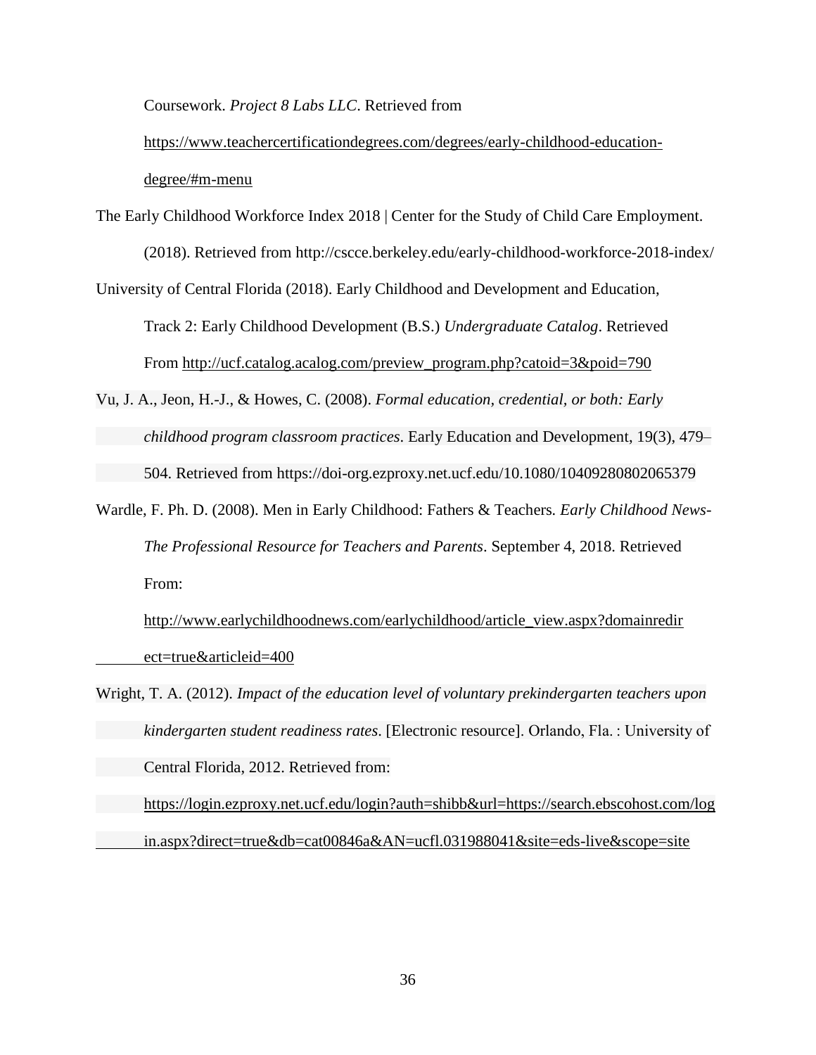Coursework. *Project 8 Labs LLC*. Retrieved from https://www.teachercertificationdegrees.com/degrees/early-childhood-education-degree/#m-menu

The Early Childhood Workforce Index 2018 | Center for the Study of Child Care Employment. (2018). Retrieved from http://cscce.berkeley.edu/early-childhood-workforce-2018-index/

University of Central Florida (2018). Early Childhood and Development and Education, Track 2: Early Childhood Development (B.S.) *Undergraduate Catalog*. Retrieved From http://ucf.catalog.acalog.com/preview_program.php?catoid=3&poid=790

Vu, J. A., Jeon, H.-J., & Howes, C. (2008). *Formal education, credential, or both: Early childhood program classroom practices*. Early Education and Development, 19(3), 479–504. Retrieved from https://doi-org.ezproxy.net.ucf.edu/10.1080/10409280802065379

Wardle, F. Ph. D. (2008). Men in Early Childhood: Fathers & Teachers. *Early Childhood News-The Professional Resource for Teachers and Parents*. September 4, 2018. Retrieved From: http://www.earlychildhoodnews.com/earlychildhood/article_view.aspx?domainredirect=true&articleid=400

Wright, T. A. (2012). *Impact of the education level of voluntary prekindergarten teachers upon kindergarten student readiness rates*. [Electronic resource]. Orlando, Fla. : University of Central Florida, 2012. Retrieved from: https://login.ezproxy.net.ucf.edu/login?auth=shibb&url=https://search.ebscohost.com/login.aspx?direct=true&db=cat00846a&AN=ucfl.031988041&site=eds-live&scope=site